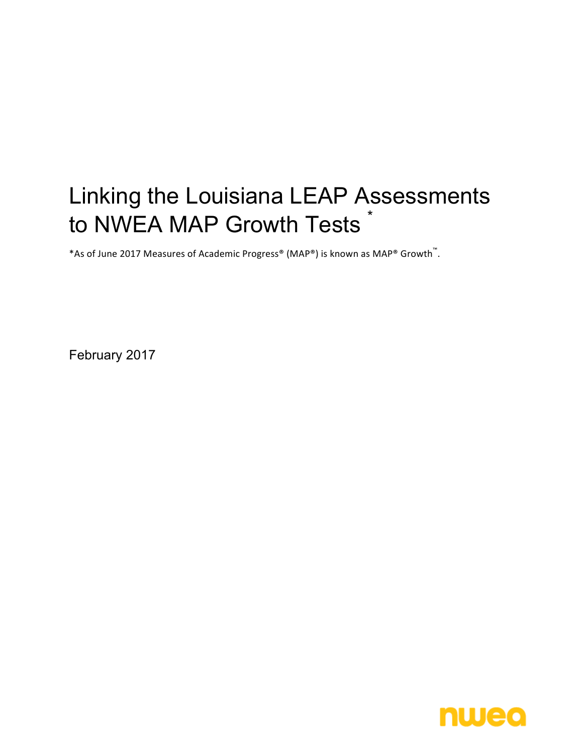# Linking the Louisiana LEAP Assessments to NWEA MAP Growth Tests *

*As of June 2017 Measures of Academic Progress® (MAP®) is known as MAP® Growth™.

February 2017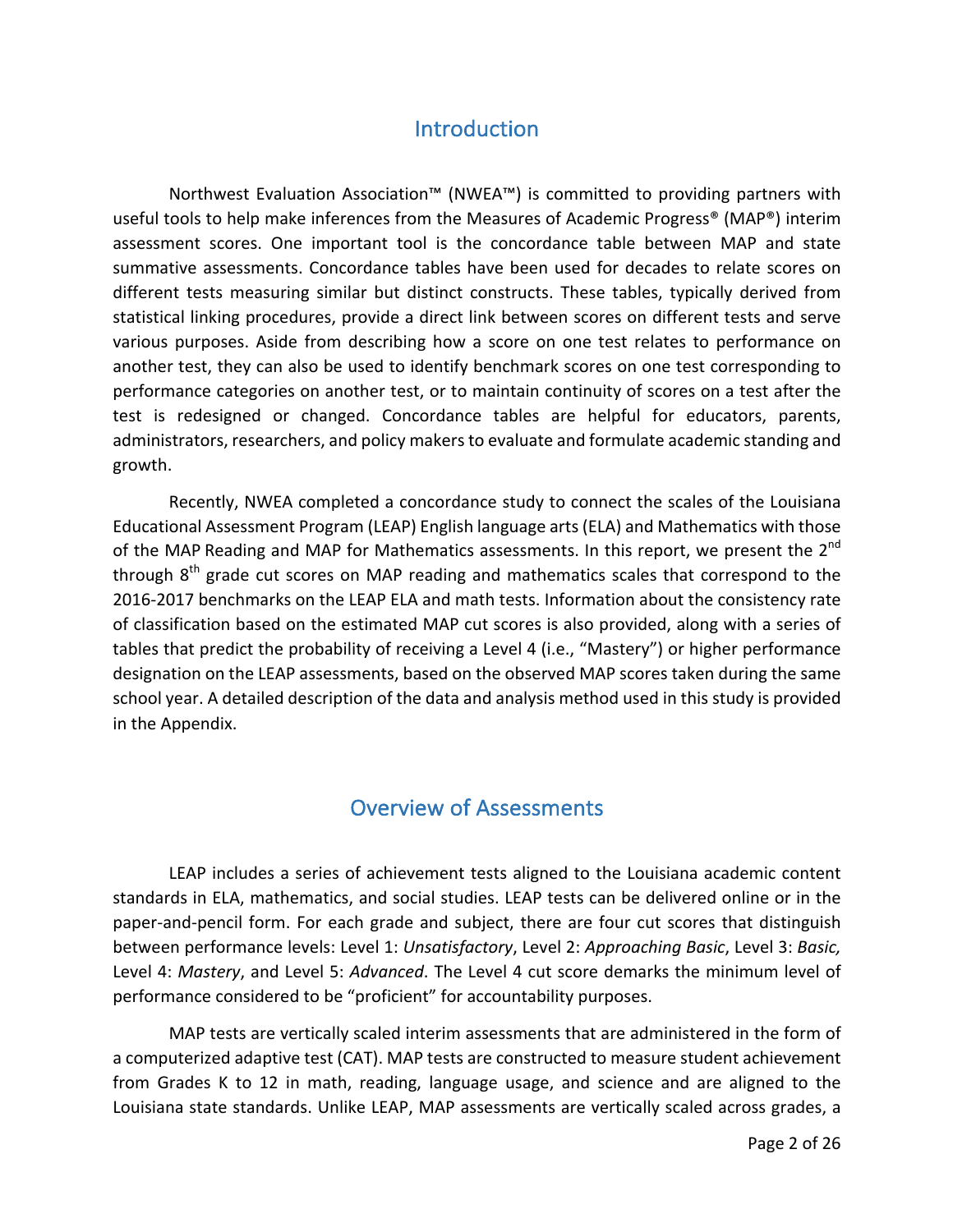## Introduction

Northwest Evaluation Association™ (NWEA™) is committed to providing partners with useful tools to help make inferences from the Measures of Academic Progress® (MAP®) interim assessment scores. One important tool is the concordance table between MAP and state summative assessments. Concordance tables have been used for decades to relate scores on different tests measuring similar but distinct constructs. These tables, typically derived from statistical linking procedures, provide a direct link between scores on different tests and serve various purposes. Aside from describing how a score on one test relates to performance on another test, they can also be used to identify benchmark scores on one test corresponding to performance categories on another test, or to maintain continuity of scores on a test after the test is redesigned or changed. Concordance tables are helpful for educators, parents, administrators, researchers, and policy makers to evaluate and formulate academic standing and growth.

Recently, NWEA completed a concordance study to connect the scales of the Louisiana Educational Assessment Program (LEAP) English language arts (ELA) and Mathematics with those of the MAP Reading and MAP for Mathematics assessments. In this report, we present the 2nd through 8th grade cut scores on MAP reading and mathematics scales that correspond to the 2016-2017 benchmarks on the LEAP ELA and math tests. Information about the consistency rate of classification based on the estimated MAP cut scores is also provided, along with a series of tables that predict the probability of receiving a Level 4 (i.e., "Mastery") or higher performance designation on the LEAP assessments, based on the observed MAP scores taken during the same school year. A detailed description of the data and analysis method used in this study is provided in the Appendix.

## Overview of Assessments

LEAP includes a series of achievement tests aligned to the Louisiana academic content standards in ELA, mathematics, and social studies. LEAP tests can be delivered online or in the paper-and-pencil form. For each grade and subject, there are four cut scores that distinguish between performance levels: Level 1: *Unsatisfactory*, Level 2: *Approaching Basic*, Level 3: *Basic,* Level 4: *Mastery*, and Level 5: *Advanced*. The Level 4 cut score demarks the minimum level of performance considered to be "proficient" for accountability purposes.

MAP tests are vertically scaled interim assessments that are administered in the form of a computerized adaptive test (CAT). MAP tests are constructed to measure student achievement from Grades K to 12 in math, reading, language usage, and science and are aligned to the Louisiana state standards. Unlike LEAP, MAP assessments are vertically scaled across grades, a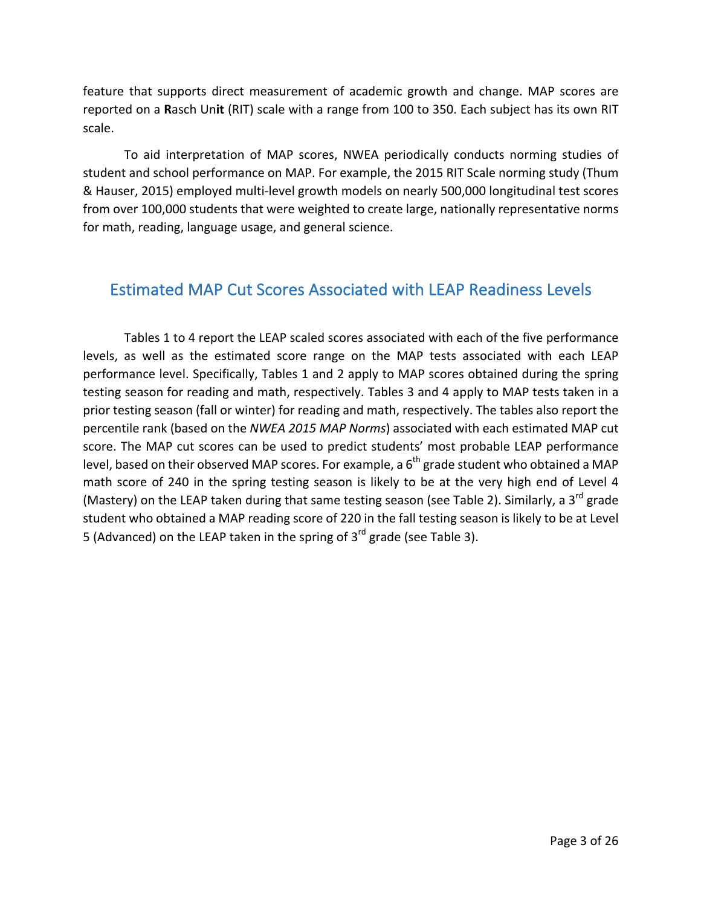feature that supports direct measurement of academic growth and change. MAP scores are reported on a **R**asch Un**it** (RIT) scale with a range from 100 to 350. Each subject has its own RIT scale.

To aid interpretation of MAP scores, NWEA periodically conducts norming studies of student and school performance on MAP. For example, the 2015 RIT Scale norming study (Thum & Hauser, 2015) employed multi-level growth models on nearly 500,000 longitudinal test scores from over 100,000 students that were weighted to create large, nationally representative norms for math, reading, language usage, and general science.

## Estimated MAP Cut Scores Associated with LEAP Readiness Levels

Tables 1 to 4 report the LEAP scaled scores associated with each of the five performance levels, as well as the estimated score range on the MAP tests associated with each LEAP performance level. Specifically, Tables 1 and 2 apply to MAP scores obtained during the spring testing season for reading and math, respectively. Tables 3 and 4 apply to MAP tests taken in a prior testing season (fall or winter) for reading and math, respectively. The tables also report the percentile rank (based on the *NWEA 2015 MAP Norms*) associated with each estimated MAP cut score. The MAP cut scores can be used to predict students' most probable LEAP performance level, based on their observed MAP scores. For example, a 6th grade student who obtained a MAP math score of 240 in the spring testing season is likely to be at the very high end of Level 4 (Mastery) on the LEAP taken during that same testing season (see Table 2). Similarly, a 3rd grade student who obtained a MAP reading score of 220 in the fall testing season is likely to be at Level 5 (Advanced) on the LEAP taken in the spring of 3rd grade (see Table 3).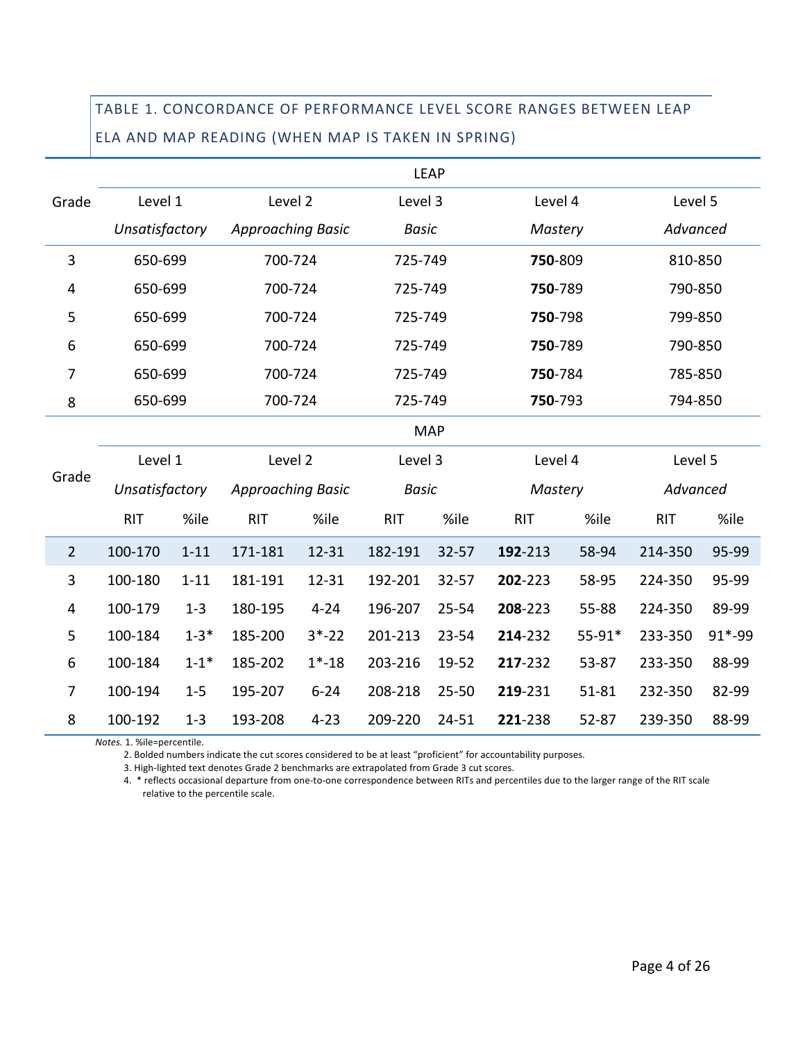## TABLE 1. CONCORDANCE OF PERFORMANCE LEVEL SCORE RANGES BETWEEN LEAP ELA AND MAP READING (WHEN MAP IS TAKEN IN SPRING)

| Grade | LEAP | | | | |
|---|---|---|---|---|---|
| | Level 1 *Unsatisfactory* | Level 2 *Approaching Basic* | Level 3 *Basic* | Level 4 *Mastery* | Level 5 *Advanced* |
| 3 | 650-699 | 700-724 | 725-749 | **750**-809 | 810-850 |
| 4 | 650-699 | 700-724 | 725-749 | **750**-789 | 790-850 |
| 5 | 650-699 | 700-724 | 725-749 | **750**-798 | 799-850 |
| 6 | 650-699 | 700-724 | 725-749 | **750**-789 | 790-850 |
| 7 | 650-699 | 700-724 | 725-749 | **750**-784 | 785-850 |
| 8 | 650-699 | 700-724 | 725-749 | **750**-793 | 794-850 |

| Grade | MAP | | | | | | | | | |
|---|---|---|---|---|---|---|---|---|---|---|
| | Level 1 *Unsatisfactory* | | Level 2 *Approaching Basic* | | Level 3 *Basic* | | Level 4 *Mastery* | | Level 5 *Advanced* | |
| | RIT | %ile | RIT | %ile | RIT | %ile | RIT | %ile | RIT | %ile |
| 2 | 100-170 | 1-11 | 171-181 | 12-31 | 182-191 | 32-57 | **192**-213 | 58-94 | 214-350 | 95-99 |
| 3 | 100-180 | 1-11 | 181-191 | 12-31 | 192-201 | 32-57 | **202**-223 | 58-95 | 224-350 | 95-99 |
| 4 | 100-179 | 1-3 | 180-195 | 4-24 | 196-207 | 25-54 | **208**-223 | 55-88 | 224-350 | 89-99 |
| 5 | 100-184 | 1-3* | 185-200 | 3*-22 | 201-213 | 23-54 | **214**-232 | 55-91* | 233-350 | 91*-99 |
| 6 | 100-184 | 1-1* | 185-202 | 1*-18 | 203-216 | 19-52 | **217**-232 | 53-87 | 233-350 | 88-99 |
| 7 | 100-194 | 1-5 | 195-207 | 6-24 | 208-218 | 25-50 | **219**-231 | 51-81 | 232-350 | 82-99 |
| 8 | 100-192 | 1-3 | 193-208 | 4-23 | 209-220 | 24-51 | **221**-238 | 52-87 | 239-350 | 88-99 |

*Notes.* 1. %ile=percentile.

2. Bolded numbers indicate the cut scores considered to be at least "proficient" for accountability purposes.

3. High-lighted text denotes Grade 2 benchmarks are extrapolated from Grade 3 cut scores.

4. * reflects occasional departure from one-to-one correspondence between RITs and percentiles due to the larger range of the RIT scale relative to the percentile scale.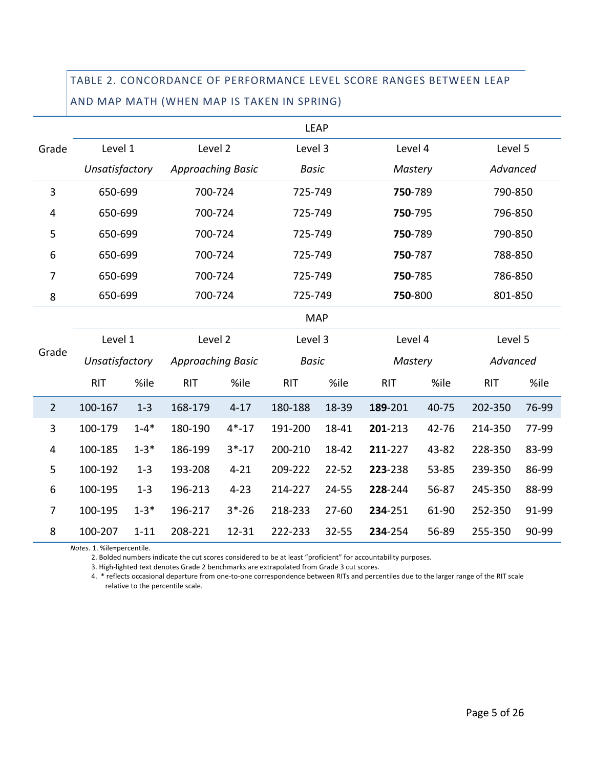## TABLE 2. CONCORDANCE OF PERFORMANCE LEVEL SCORE RANGES BETWEEN LEAP AND MAP MATH (WHEN MAP IS TAKEN IN SPRING)

| Grade | LEAP | | | | |
|---|---|---|---|---|---|
| | Level 1 *Unsatisfactory* | Level 2 *Approaching Basic* | Level 3 *Basic* | Level 4 *Mastery* | Level 5 *Advanced* |
| 3 | 650-699 | 700-724 | 725-749 | **750**-789 | 790-850 |
| 4 | 650-699 | 700-724 | 725-749 | **750**-795 | 796-850 |
| 5 | 650-699 | 700-724 | 725-749 | **750**-789 | 790-850 |
| 6 | 650-699 | 700-724 | 725-749 | **750**-787 | 788-850 |
| 7 | 650-699 | 700-724 | 725-749 | **750**-785 | 786-850 |
| 8 | 650-699 | 700-724 | 725-749 | **750**-800 | 801-850 |

| Grade | MAP | | | | | | | | | |
|---|---|---|---|---|---|---|---|---|---|---|
| | Level 1 *Unsatisfactory* | | Level 2 *Approaching Basic* | | Level 3 *Basic* | | Level 4 *Mastery* | | Level 5 *Advanced* | |
| | RIT | %ile | RIT | %ile | RIT | %ile | RIT | %ile | RIT | %ile |
| 2 | 100-167 | 1-3 | 168-179 | 4-17 | 180-188 | 18-39 | **189**-201 | 40-75 | 202-350 | 76-99 |
| 3 | 100-179 | 1-4* | 180-190 | 4*-17 | 191-200 | 18-41 | **201**-213 | 42-76 | 214-350 | 77-99 |
| 4 | 100-185 | 1-3* | 186-199 | 3*-17 | 200-210 | 18-42 | **211**-227 | 43-82 | 228-350 | 83-99 |
| 5 | 100-192 | 1-3 | 193-208 | 4-21 | 209-222 | 22-52 | **223**-238 | 53-85 | 239-350 | 86-99 |
| 6 | 100-195 | 1-3 | 196-213 | 4-23 | 214-227 | 24-55 | **228**-244 | 56-87 | 245-350 | 88-99 |
| 7 | 100-195 | 1-3* | 196-217 | 3*-26 | 218-233 | 27-60 | **234**-251 | 61-90 | 252-350 | 91-99 |
| 8 | 100-207 | 1-11 | 208-221 | 12-31 | 222-233 | 32-55 | **234**-254 | 56-89 | 255-350 | 90-99 |

*Notes.* 1. %ile=percentile.
2. Bolded numbers indicate the cut scores considered to be at least "proficient" for accountability purposes.
3. High-lighted text denotes Grade 2 benchmarks are extrapolated from Grade 3 cut scores.
4. * reflects occasional departure from one-to-one correspondence between RITs and percentiles due to the larger range of the RIT scale relative to the percentile scale.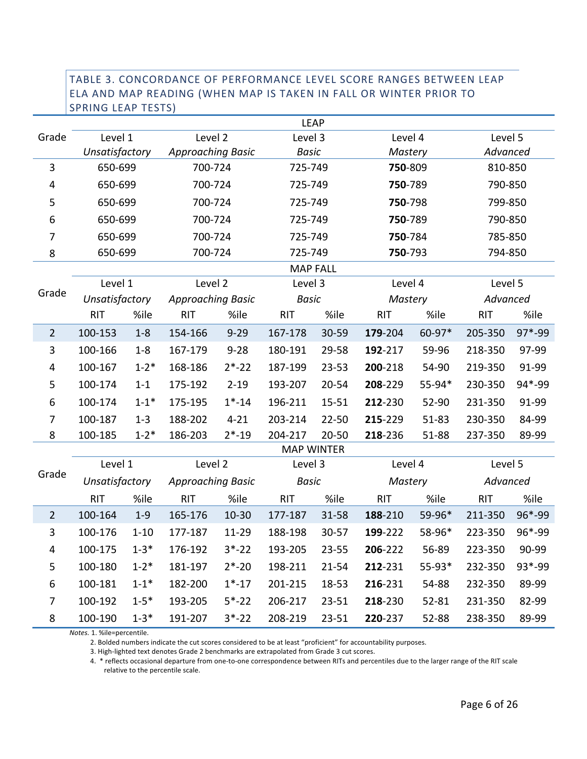TABLE 3. CONCORDANCE OF PERFORMANCE LEVEL SCORE RANGES BETWEEN LEAP ELA AND MAP READING (WHEN MAP IS TAKEN IN FALL OR WINTER PRIOR TO SPRING LEAP TESTS)

| Grade | LEAP | | | | |
|---|---|---|---|---|---|
| | Level 1 *Unsatisfactory* | Level 2 *Approaching Basic* | Level 3 *Basic* | Level 4 *Mastery* | Level 5 *Advanced* |
| 3 | 650-699 | 700-724 | 725-749 | **750**-809 | 810-850 |
| 4 | 650-699 | 700-724 | 725-749 | **750**-789 | 790-850 |
| 5 | 650-699 | 700-724 | 725-749 | **750**-798 | 799-850 |
| 6 | 650-699 | 700-724 | 725-749 | **750**-789 | 790-850 |
| 7 | 650-699 | 700-724 | 725-749 | **750**-784 | 785-850 |
| 8 | 650-699 | 700-724 | 725-749 | **750**-793 | 794-850 |

| Grade | MAP FALL | | | | | | | | | |
|---|---|---|---|---|---|---|---|---|---|---|
| | Level 1 *Unsatisfactory* | | Level 2 *Approaching Basic* | | Level 3 *Basic* | | Level 4 *Mastery* | | Level 5 *Advanced* | |
| | RIT | %ile | RIT | %ile | RIT | %ile | RIT | %ile | RIT | %ile |
| 2 | 100-153 | 1-8 | 154-166 | 9-29 | 167-178 | 30-59 | **179**-204 | 60-97* | 205-350 | 97*-99 |
| 3 | 100-166 | 1-8 | 167-179 | 9-28 | 180-191 | 29-58 | **192**-217 | 59-96 | 218-350 | 97-99 |
| 4 | 100-167 | 1-2* | 168-186 | 2*-22 | 187-199 | 23-53 | **200**-218 | 54-90 | 219-350 | 91-99 |
| 5 | 100-174 | 1-1 | 175-192 | 2-19 | 193-207 | 20-54 | **208**-229 | 55-94* | 230-350 | 94*-99 |
| 6 | 100-174 | 1-1* | 175-195 | 1*-14 | 196-211 | 15-51 | **212**-230 | 52-90 | 231-350 | 91-99 |
| 7 | 100-187 | 1-3 | 188-202 | 4-21 | 203-214 | 22-50 | **215**-229 | 51-83 | 230-350 | 84-99 |
| 8 | 100-185 | 1-2* | 186-203 | 2*-19 | 204-217 | 20-50 | **218**-236 | 51-88 | 237-350 | 89-99 |

| Grade | MAP WINTER | | | | | | | | | |
|---|---|---|---|---|---|---|---|---|---|---|
| | Level 1 *Unsatisfactory* | | Level 2 *Approaching Basic* | | Level 3 *Basic* | | Level 4 *Mastery* | | Level 5 *Advanced* | |
| | RIT | %ile | RIT | %ile | RIT | %ile | RIT | %ile | RIT | %ile |
| 2 | 100-164 | 1-9 | 165-176 | 10-30 | 177-187 | 31-58 | **188**-210 | 59-96* | 211-350 | 96*-99 |
| 3 | 100-176 | 1-10 | 177-187 | 11-29 | 188-198 | 30-57 | **199**-222 | 58-96* | 223-350 | 96*-99 |
| 4 | 100-175 | 1-3* | 176-192 | 3*-22 | 193-205 | 23-55 | **206**-222 | 56-89 | 223-350 | 90-99 |
| 5 | 100-180 | 1-2* | 181-197 | 2*-20 | 198-211 | 21-54 | **212**-231 | 55-93* | 232-350 | 93*-99 |
| 6 | 100-181 | 1-1* | 182-200 | 1*-17 | 201-215 | 18-53 | **216**-231 | 54-88 | 232-350 | 89-99 |
| 7 | 100-192 | 1-5* | 193-205 | 5*-22 | 206-217 | 23-51 | **218**-230 | 52-81 | 231-350 | 82-99 |
| 8 | 100-190 | 1-3* | 191-207 | 3*-22 | 208-219 | 23-51 | **220**-237 | 52-88 | 238-350 | 89-99 |

*Notes.* 1. %ile=percentile.

2. Bolded numbers indicate the cut scores considered to be at least "proficient" for accountability purposes.

3. High-lighted text denotes Grade 2 benchmarks are extrapolated from Grade 3 cut scores.

4. * reflects occasional departure from one-to-one correspondence between RITs and percentiles due to the larger range of the RIT scale relative to the percentile scale.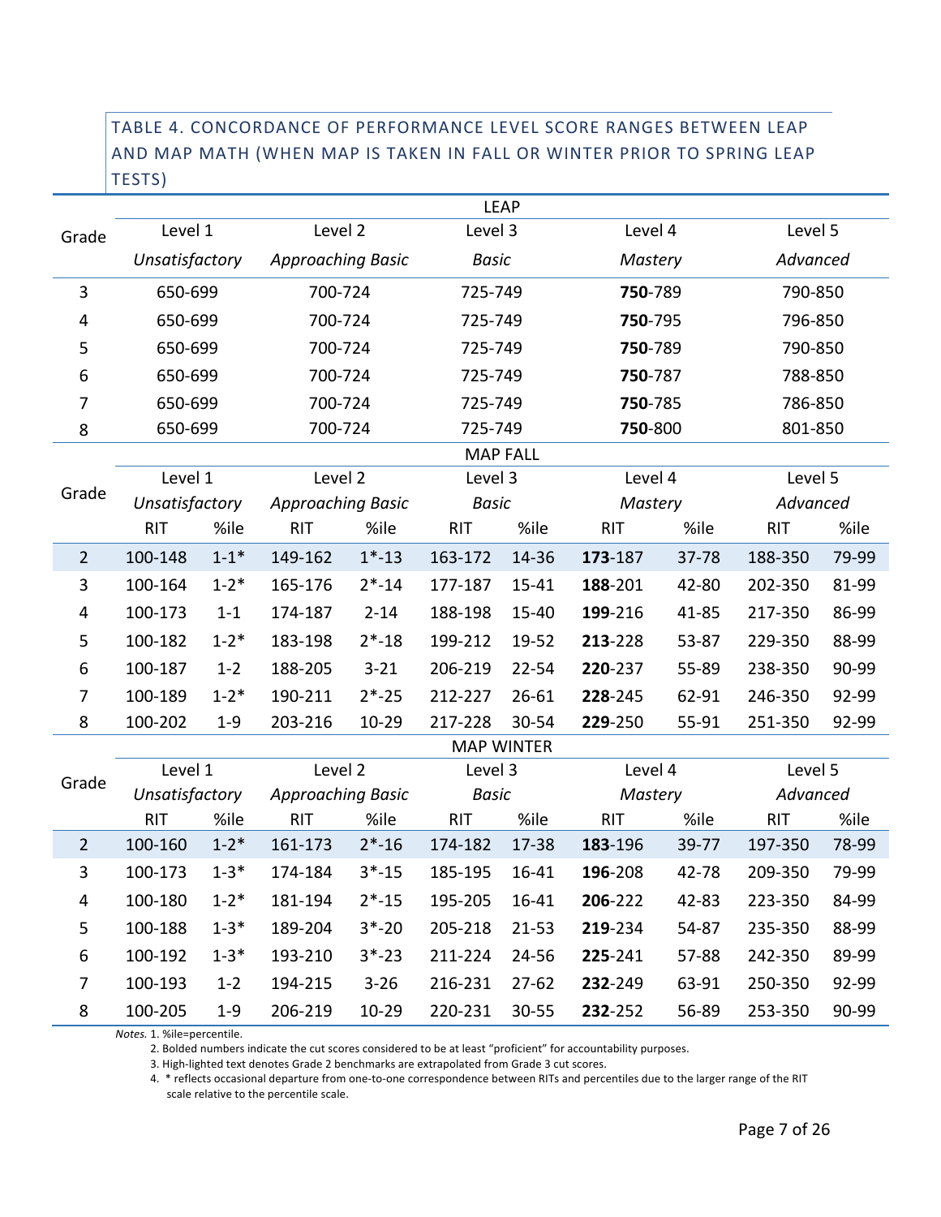TABLE 4. CONCORDANCE OF PERFORMANCE LEVEL SCORE RANGES BETWEEN LEAP AND MAP MATH (WHEN MAP IS TAKEN IN FALL OR WINTER PRIOR TO SPRING LEAP TESTS)

| Grade | LEAP | | | | | | | | | |
|---|---|---|---|---|---|---|---|---|---|---|
| | Level 1 *Unsatisfactory* | | Level 2 *Approaching Basic* | | Level 3 *Basic* | | Level 4 *Mastery* | | Level 5 *Advanced* | |
| 3 | 650-699 | | 700-724 | | 725-749 | | **750**-789 | | 790-850 | |
| 4 | 650-699 | | 700-724 | | 725-749 | | **750**-795 | | 796-850 | |
| 5 | 650-699 | | 700-724 | | 725-749 | | **750**-789 | | 790-850 | |
| 6 | 650-699 | | 700-724 | | 725-749 | | **750**-787 | | 788-850 | |
| 7 | 650-699 | | 700-724 | | 725-749 | | **750**-785 | | 786-850 | |
| 8 | 650-699 | | 700-724 | | 725-749 | | **750**-800 | | 801-850 | |
| Grade | MAP FALL | | | | | | | | | |
| | Level 1 *Unsatisfactory* | | Level 2 *Approaching Basic* | | Level 3 *Basic* | | Level 4 *Mastery* | | Level 5 *Advanced* | |
| | RIT | %ile | RIT | %ile | RIT | %ile | RIT | %ile | RIT | %ile |
| 2 | 100-148 | 1-1* | 149-162 | 1*-13 | 163-172 | 14-36 | **173**-187 | 37-78 | 188-350 | 79-99 |
| 3 | 100-164 | 1-2* | 165-176 | 2*-14 | 177-187 | 15-41 | **188**-201 | 42-80 | 202-350 | 81-99 |
| 4 | 100-173 | 1-1 | 174-187 | 2-14 | 188-198 | 15-40 | **199**-216 | 41-85 | 217-350 | 86-99 |
| 5 | 100-182 | 1-2* | 183-198 | 2*-18 | 199-212 | 19-52 | **213**-228 | 53-87 | 229-350 | 88-99 |
| 6 | 100-187 | 1-2 | 188-205 | 3-21 | 206-219 | 22-54 | **220**-237 | 55-89 | 238-350 | 90-99 |
| 7 | 100-189 | 1-2* | 190-211 | 2*-25 | 212-227 | 26-61 | **228**-245 | 62-91 | 246-350 | 92-99 |
| 8 | 100-202 | 1-9 | 203-216 | 10-29 | 217-228 | 30-54 | **229**-250 | 55-91 | 251-350 | 92-99 |
| Grade | MAP WINTER | | | | | | | | | |
| | Level 1 *Unsatisfactory* | | Level 2 *Approaching Basic* | | Level 3 *Basic* | | Level 4 *Mastery* | | Level 5 *Advanced* | |
| | RIT | %ile | RIT | %ile | RIT | %ile | RIT | %ile | RIT | %ile |
| 2 | 100-160 | 1-2* | 161-173 | 2*-16 | 174-182 | 17-38 | **183**-196 | 39-77 | 197-350 | 78-99 |
| 3 | 100-173 | 1-3* | 174-184 | 3*-15 | 185-195 | 16-41 | **196**-208 | 42-78 | 209-350 | 79-99 |
| 4 | 100-180 | 1-2* | 181-194 | 2*-15 | 195-205 | 16-41 | **206**-222 | 42-83 | 223-350 | 84-99 |
| 5 | 100-188 | 1-3* | 189-204 | 3*-20 | 205-218 | 21-53 | **219**-234 | 54-87 | 235-350 | 88-99 |
| 6 | 100-192 | 1-3* | 193-210 | 3*-23 | 211-224 | 24-56 | **225**-241 | 57-88 | 242-350 | 89-99 |
| 7 | 100-193 | 1-2 | 194-215 | 3-26 | 216-231 | 27-62 | **232**-249 | 63-91 | 250-350 | 92-99 |
| 8 | 100-205 | 1-9 | 206-219 | 10-29 | 220-231 | 30-55 | **232**-252 | 56-89 | 253-350 | 90-99 |

*Notes.* 1. %ile=percentile.
2. Bolded numbers indicate the cut scores considered to be at least "proficient" for accountability purposes.
3. High-lighted text denotes Grade 2 benchmarks are extrapolated from Grade 3 cut scores.
4. * reflects occasional departure from one-to-one correspondence between RITs and percentiles due to the larger range of the RIT scale relative to the percentile scale.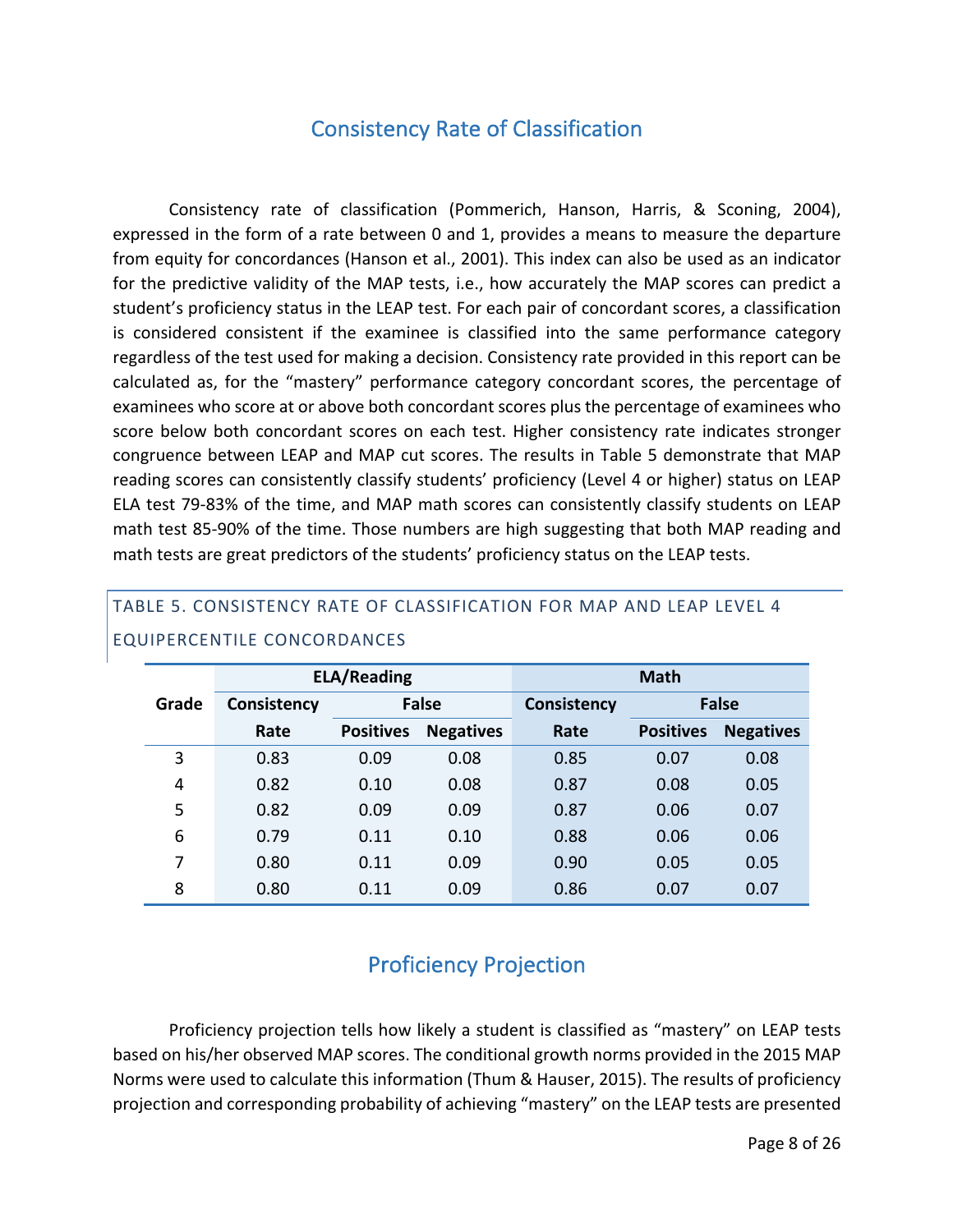## Consistency Rate of Classification

Consistency rate of classification (Pommerich, Hanson, Harris, & Sconing, 2004), expressed in the form of a rate between 0 and 1, provides a means to measure the departure from equity for concordances (Hanson et al., 2001). This index can also be used as an indicator for the predictive validity of the MAP tests, i.e., how accurately the MAP scores can predict a student's proficiency status in the LEAP test. For each pair of concordant scores, a classification is considered consistent if the examinee is classified into the same performance category regardless of the test used for making a decision. Consistency rate provided in this report can be calculated as, for the "mastery" performance category concordant scores, the percentage of examinees who score at or above both concordant scores plus the percentage of examinees who score below both concordant scores on each test. Higher consistency rate indicates stronger congruence between LEAP and MAP cut scores. The results in Table 5 demonstrate that MAP reading scores can consistently classify students' proficiency (Level 4 or higher) status on LEAP ELA test 79-83% of the time, and MAP math scores can consistently classify students on LEAP math test 85-90% of the time. Those numbers are high suggesting that both MAP reading and math tests are great predictors of the students' proficiency status on the LEAP tests.

TABLE 5. CONSISTENCY RATE OF CLASSIFICATION FOR MAP AND LEAP LEVEL 4 EQUIPERCENTILE CONCORDANCES

| Grade | ELA/Reading | | | Math | | |
|---|---|---|---|---|---|---|
| | Consistency Rate | False Positives | False Negatives | Consistency Rate | False Positives | False Negatives |
| 3 | 0.83 | 0.09 | 0.08 | 0.85 | 0.07 | 0.08 |
| 4 | 0.82 | 0.10 | 0.08 | 0.87 | 0.08 | 0.05 |
| 5 | 0.82 | 0.09 | 0.09 | 0.87 | 0.06 | 0.07 |
| 6 | 0.79 | 0.11 | 0.10 | 0.88 | 0.06 | 0.06 |
| 7 | 0.80 | 0.11 | 0.09 | 0.90 | 0.05 | 0.05 |
| 8 | 0.80 | 0.11 | 0.09 | 0.86 | 0.07 | 0.07 |

## Proficiency Projection

Proficiency projection tells how likely a student is classified as "mastery" on LEAP tests based on his/her observed MAP scores. The conditional growth norms provided in the 2015 MAP Norms were used to calculate this information (Thum & Hauser, 2015). The results of proficiency projection and corresponding probability of achieving "mastery" on the LEAP tests are presented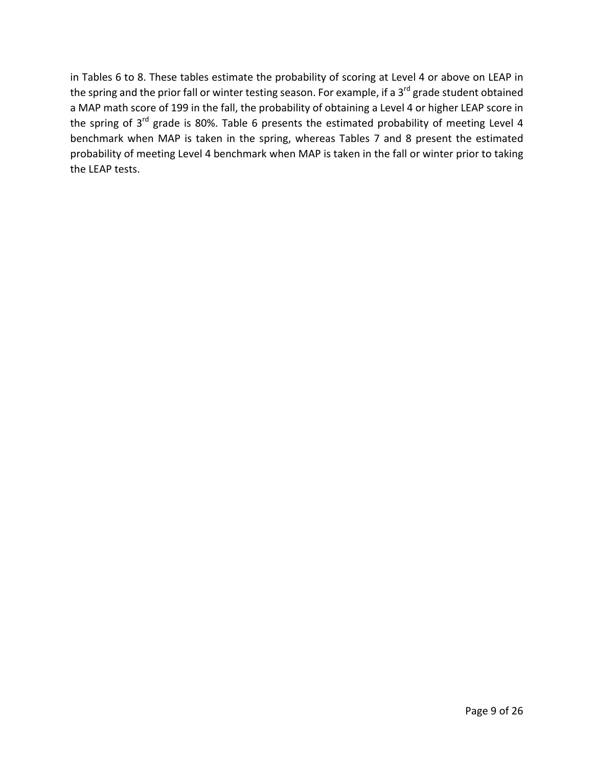in Tables 6 to 8. These tables estimate the probability of scoring at Level 4 or above on LEAP in the spring and the prior fall or winter testing season. For example, if a 3rd grade student obtained a MAP math score of 199 in the fall, the probability of obtaining a Level 4 or higher LEAP score in the spring of 3rd grade is 80%. Table 6 presents the estimated probability of meeting Level 4 benchmark when MAP is taken in the spring, whereas Tables 7 and 8 present the estimated probability of meeting Level 4 benchmark when MAP is taken in the fall or winter prior to taking the LEAP tests.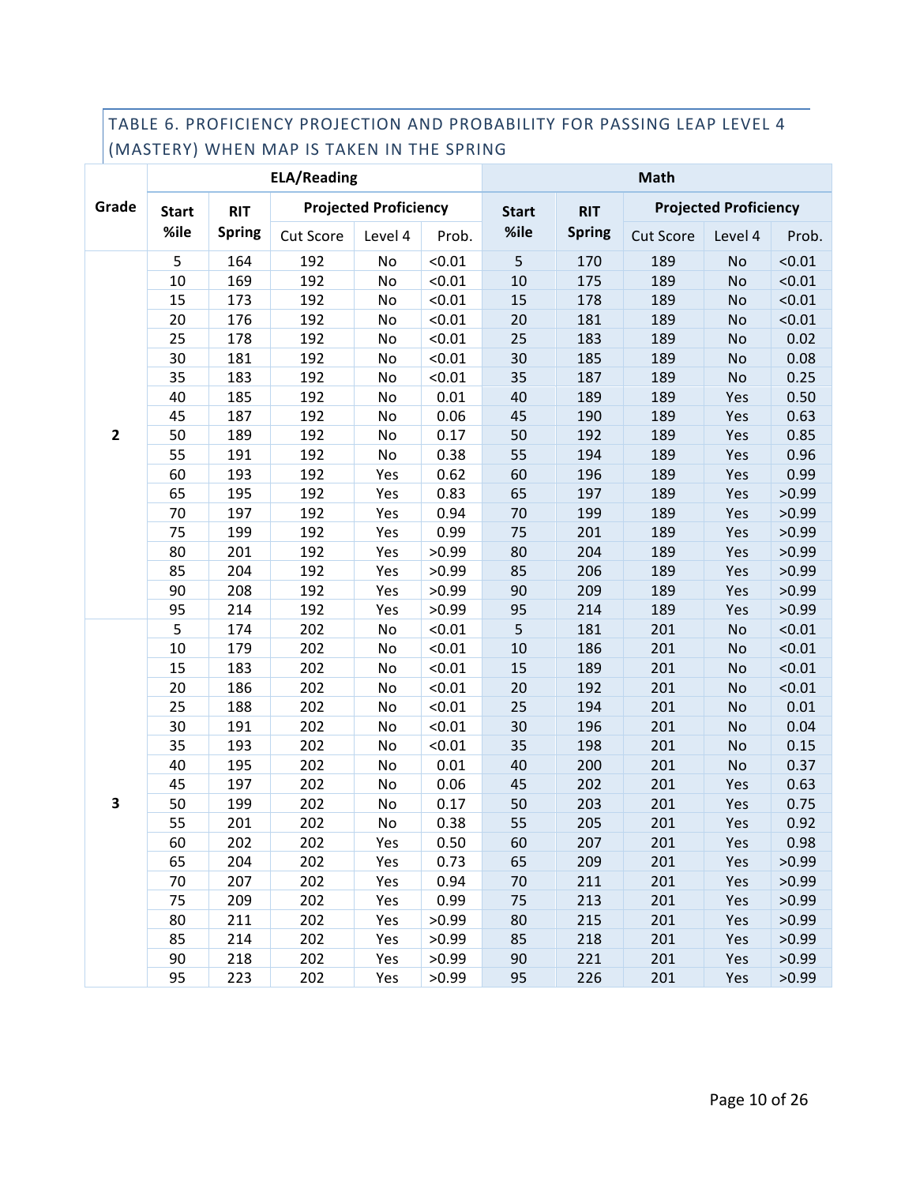TABLE 6. PROFICIENCY PROJECTION AND PROBABILITY FOR PASSING LEAP LEVEL 4 (MASTERY) WHEN MAP IS TAKEN IN THE SPRING

| Grade | ELA/Reading | | | | | Math | | | | |
|---|---|---|---|---|---|---|---|---|---|---|
| | Start %ile | RIT Spring | Projected Proficiency | | | Start %ile | RIT Spring | Projected Proficiency | | |
| | | | Cut Score | Level 4 | Prob. | | | Cut Score | Level 4 | Prob. |
| 2 | 5 | 164 | 192 | No | <0.01 | 5 | 170 | 189 | No | <0.01 |
| | 10 | 169 | 192 | No | <0.01 | 10 | 175 | 189 | No | <0.01 |
| | 15 | 173 | 192 | No | <0.01 | 15 | 178 | 189 | No | <0.01 |
| | 20 | 176 | 192 | No | <0.01 | 20 | 181 | 189 | No | <0.01 |
| | 25 | 178 | 192 | No | <0.01 | 25 | 183 | 189 | No | 0.02 |
| | 30 | 181 | 192 | No | <0.01 | 30 | 185 | 189 | No | 0.08 |
| | 35 | 183 | 192 | No | <0.01 | 35 | 187 | 189 | No | 0.25 |
| | 40 | 185 | 192 | No | 0.01 | 40 | 189 | 189 | Yes | 0.50 |
| | 45 | 187 | 192 | No | 0.06 | 45 | 190 | 189 | Yes | 0.63 |
| | 50 | 189 | 192 | No | 0.17 | 50 | 192 | 189 | Yes | 0.85 |
| | 55 | 191 | 192 | No | 0.38 | 55 | 194 | 189 | Yes | 0.96 |
| | 60 | 193 | 192 | Yes | 0.62 | 60 | 196 | 189 | Yes | 0.99 |
| | 65 | 195 | 192 | Yes | 0.83 | 65 | 197 | 189 | Yes | >0.99 |
| | 70 | 197 | 192 | Yes | 0.94 | 70 | 199 | 189 | Yes | >0.99 |
| | 75 | 199 | 192 | Yes | 0.99 | 75 | 201 | 189 | Yes | >0.99 |
| | 80 | 201 | 192 | Yes | >0.99 | 80 | 204 | 189 | Yes | >0.99 |
| | 85 | 204 | 192 | Yes | >0.99 | 85 | 206 | 189 | Yes | >0.99 |
| | 90 | 208 | 192 | Yes | >0.99 | 90 | 209 | 189 | Yes | >0.99 |
| | 95 | 214 | 192 | Yes | >0.99 | 95 | 214 | 189 | Yes | >0.99 |
| 3 | 5 | 174 | 202 | No | <0.01 | 5 | 181 | 201 | No | <0.01 |
| | 10 | 179 | 202 | No | <0.01 | 10 | 186 | 201 | No | <0.01 |
| | 15 | 183 | 202 | No | <0.01 | 15 | 189 | 201 | No | <0.01 |
| | 20 | 186 | 202 | No | <0.01 | 20 | 192 | 201 | No | <0.01 |
| | 25 | 188 | 202 | No | <0.01 | 25 | 194 | 201 | No | 0.01 |
| | 30 | 191 | 202 | No | <0.01 | 30 | 196 | 201 | No | 0.04 |
| | 35 | 193 | 202 | No | <0.01 | 35 | 198 | 201 | No | 0.15 |
| | 40 | 195 | 202 | No | 0.01 | 40 | 200 | 201 | No | 0.37 |
| | 45 | 197 | 202 | No | 0.06 | 45 | 202 | 201 | Yes | 0.63 |
| | 50 | 199 | 202 | No | 0.17 | 50 | 203 | 201 | Yes | 0.75 |
| | 55 | 201 | 202 | No | 0.38 | 55 | 205 | 201 | Yes | 0.92 |
| | 60 | 202 | 202 | Yes | 0.50 | 60 | 207 | 201 | Yes | 0.98 |
| | 65 | 204 | 202 | Yes | 0.73 | 65 | 209 | 201 | Yes | >0.99 |
| | 70 | 207 | 202 | Yes | 0.94 | 70 | 211 | 201 | Yes | >0.99 |
| | 75 | 209 | 202 | Yes | 0.99 | 75 | 213 | 201 | Yes | >0.99 |
| | 80 | 211 | 202 | Yes | >0.99 | 80 | 215 | 201 | Yes | >0.99 |
| | 85 | 214 | 202 | Yes | >0.99 | 85 | 218 | 201 | Yes | >0.99 |
| | 90 | 218 | 202 | Yes | >0.99 | 90 | 221 | 201 | Yes | >0.99 |
| | 95 | 223 | 202 | Yes | >0.99 | 95 | 226 | 201 | Yes | >0.99 |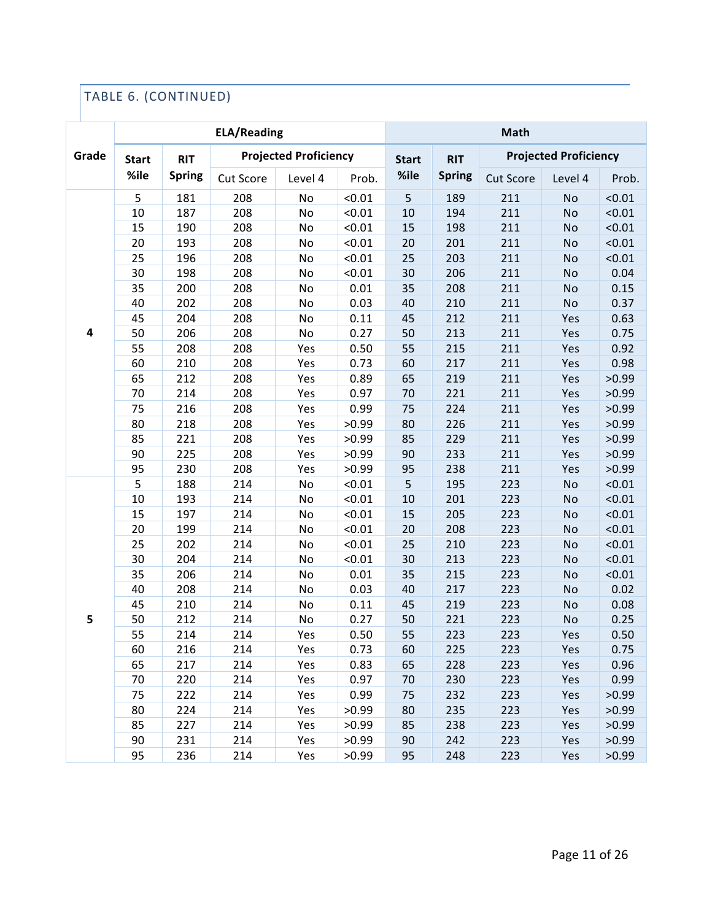TABLE 6. (CONTINUED)

| Grade | ELA/Reading | | | | | Math | | | | |
|---|---|---|---|---|---|---|---|---|---|---|
| | Start %ile | RIT Spring | Projected Proficiency | | | Start %ile | RIT Spring | Projected Proficiency | | |
| | | | Cut Score | Level 4 | Prob. | | | Cut Score | Level 4 | Prob. |
| 4 | 5 | 181 | 208 | No | <0.01 | 5 | 189 | 211 | No | <0.01 |
| | 10 | 187 | 208 | No | <0.01 | 10 | 194 | 211 | No | <0.01 |
| | 15 | 190 | 208 | No | <0.01 | 15 | 198 | 211 | No | <0.01 |
| | 20 | 193 | 208 | No | <0.01 | 20 | 201 | 211 | No | <0.01 |
| | 25 | 196 | 208 | No | <0.01 | 25 | 203 | 211 | No | <0.01 |
| | 30 | 198 | 208 | No | <0.01 | 30 | 206 | 211 | No | 0.04 |
| | 35 | 200 | 208 | No | 0.01 | 35 | 208 | 211 | No | 0.15 |
| | 40 | 202 | 208 | No | 0.03 | 40 | 210 | 211 | No | 0.37 |
| | 45 | 204 | 208 | No | 0.11 | 45 | 212 | 211 | Yes | 0.63 |
| | 50 | 206 | 208 | No | 0.27 | 50 | 213 | 211 | Yes | 0.75 |
| | 55 | 208 | 208 | Yes | 0.50 | 55 | 215 | 211 | Yes | 0.92 |
| | 60 | 210 | 208 | Yes | 0.73 | 60 | 217 | 211 | Yes | 0.98 |
| | 65 | 212 | 208 | Yes | 0.89 | 65 | 219 | 211 | Yes | >0.99 |
| | 70 | 214 | 208 | Yes | 0.97 | 70 | 221 | 211 | Yes | >0.99 |
| | 75 | 216 | 208 | Yes | 0.99 | 75 | 224 | 211 | Yes | >0.99 |
| | 80 | 218 | 208 | Yes | >0.99 | 80 | 226 | 211 | Yes | >0.99 |
| | 85 | 221 | 208 | Yes | >0.99 | 85 | 229 | 211 | Yes | >0.99 |
| | 90 | 225 | 208 | Yes | >0.99 | 90 | 233 | 211 | Yes | >0.99 |
| | 95 | 230 | 208 | Yes | >0.99 | 95 | 238 | 211 | Yes | >0.99 |
| 5 | 5 | 188 | 214 | No | <0.01 | 5 | 195 | 223 | No | <0.01 |
| | 10 | 193 | 214 | No | <0.01 | 10 | 201 | 223 | No | <0.01 |
| | 15 | 197 | 214 | No | <0.01 | 15 | 205 | 223 | No | <0.01 |
| | 20 | 199 | 214 | No | <0.01 | 20 | 208 | 223 | No | <0.01 |
| | 25 | 202 | 214 | No | <0.01 | 25 | 210 | 223 | No | <0.01 |
| | 30 | 204 | 214 | No | <0.01 | 30 | 213 | 223 | No | <0.01 |
| | 35 | 206 | 214 | No | 0.01 | 35 | 215 | 223 | No | <0.01 |
| | 40 | 208 | 214 | No | 0.03 | 40 | 217 | 223 | No | 0.02 |
| | 45 | 210 | 214 | No | 0.11 | 45 | 219 | 223 | No | 0.08 |
| | 50 | 212 | 214 | No | 0.27 | 50 | 221 | 223 | No | 0.25 |
| | 55 | 214 | 214 | Yes | 0.50 | 55 | 223 | 223 | Yes | 0.50 |
| | 60 | 216 | 214 | Yes | 0.73 | 60 | 225 | 223 | Yes | 0.75 |
| | 65 | 217 | 214 | Yes | 0.83 | 65 | 228 | 223 | Yes | 0.96 |
| | 70 | 220 | 214 | Yes | 0.97 | 70 | 230 | 223 | Yes | 0.99 |
| | 75 | 222 | 214 | Yes | 0.99 | 75 | 232 | 223 | Yes | >0.99 |
| | 80 | 224 | 214 | Yes | >0.99 | 80 | 235 | 223 | Yes | >0.99 |
| | 85 | 227 | 214 | Yes | >0.99 | 85 | 238 | 223 | Yes | >0.99 |
| | 90 | 231 | 214 | Yes | >0.99 | 90 | 242 | 223 | Yes | >0.99 |
| | 95 | 236 | 214 | Yes | >0.99 | 95 | 248 | 223 | Yes | >0.99 |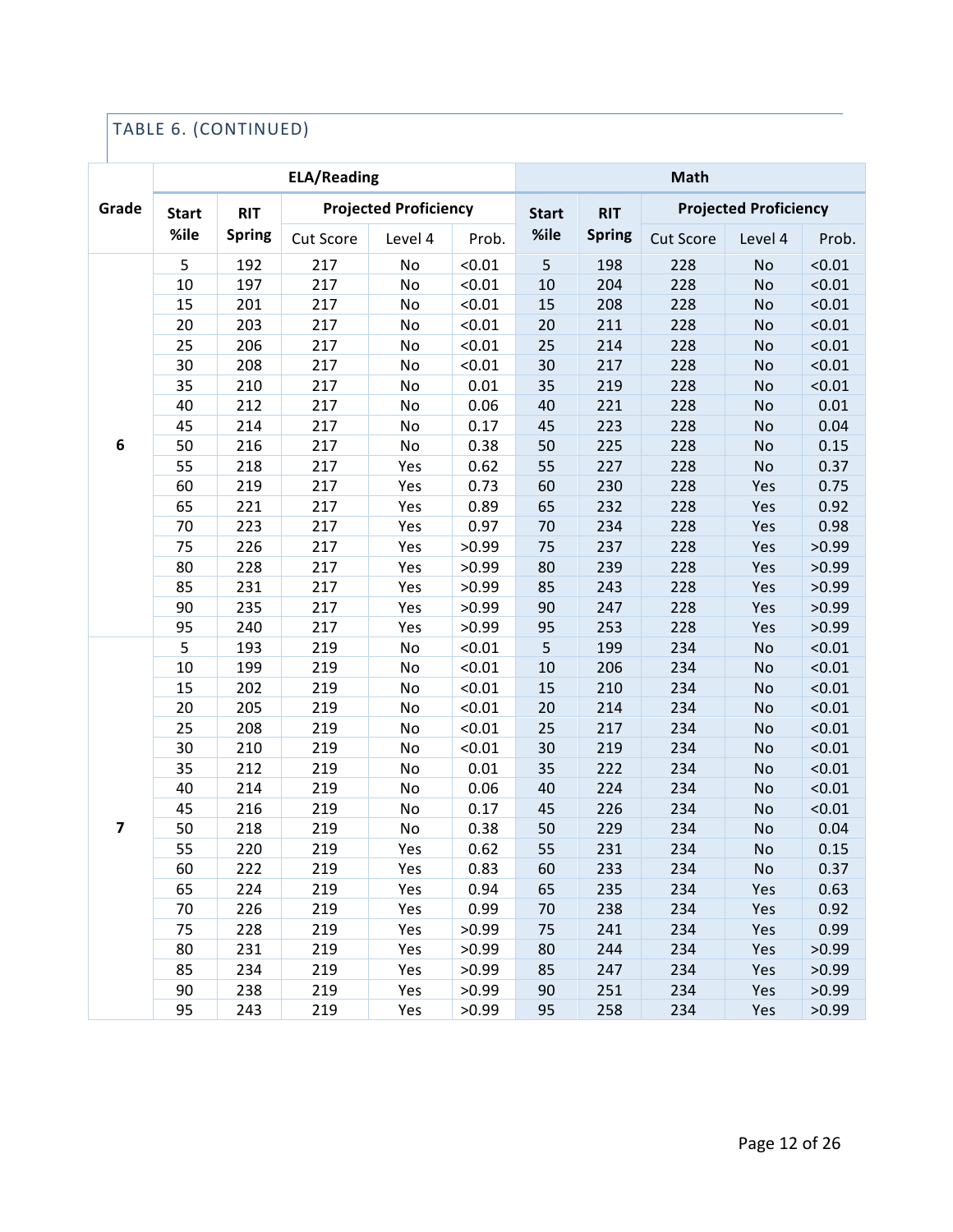TABLE 6. (CONTINUED)

| Grade | ELA/Reading | | | | | Math | | | | |
|---|---|---|---|---|---|---|---|---|---|---|
| | Start %ile | RIT Spring | Projected Proficiency | | | Start %ile | RIT Spring | Projected Proficiency | | |
| | | | Cut Score | Level 4 | Prob. | | | Cut Score | Level 4 | Prob. |
| 6 | 5 | 192 | 217 | No | <0.01 | 5 | 198 | 228 | No | <0.01 |
| | 10 | 197 | 217 | No | <0.01 | 10 | 204 | 228 | No | <0.01 |
| | 15 | 201 | 217 | No | <0.01 | 15 | 208 | 228 | No | <0.01 |
| | 20 | 203 | 217 | No | <0.01 | 20 | 211 | 228 | No | <0.01 |
| | 25 | 206 | 217 | No | <0.01 | 25 | 214 | 228 | No | <0.01 |
| | 30 | 208 | 217 | No | <0.01 | 30 | 217 | 228 | No | <0.01 |
| | 35 | 210 | 217 | No | 0.01 | 35 | 219 | 228 | No | <0.01 |
| | 40 | 212 | 217 | No | 0.06 | 40 | 221 | 228 | No | 0.01 |
| | 45 | 214 | 217 | No | 0.17 | 45 | 223 | 228 | No | 0.04 |
| | 50 | 216 | 217 | No | 0.38 | 50 | 225 | 228 | No | 0.15 |
| | 55 | 218 | 217 | Yes | 0.62 | 55 | 227 | 228 | No | 0.37 |
| | 60 | 219 | 217 | Yes | 0.73 | 60 | 230 | 228 | Yes | 0.75 |
| | 65 | 221 | 217 | Yes | 0.89 | 65 | 232 | 228 | Yes | 0.92 |
| | 70 | 223 | 217 | Yes | 0.97 | 70 | 234 | 228 | Yes | 0.98 |
| | 75 | 226 | 217 | Yes | >0.99 | 75 | 237 | 228 | Yes | >0.99 |
| | 80 | 228 | 217 | Yes | >0.99 | 80 | 239 | 228 | Yes | >0.99 |
| | 85 | 231 | 217 | Yes | >0.99 | 85 | 243 | 228 | Yes | >0.99 |
| | 90 | 235 | 217 | Yes | >0.99 | 90 | 247 | 228 | Yes | >0.99 |
| | 95 | 240 | 217 | Yes | >0.99 | 95 | 253 | 228 | Yes | >0.99 |
| 7 | 5 | 193 | 219 | No | <0.01 | 5 | 199 | 234 | No | <0.01 |
| | 10 | 199 | 219 | No | <0.01 | 10 | 206 | 234 | No | <0.01 |
| | 15 | 202 | 219 | No | <0.01 | 15 | 210 | 234 | No | <0.01 |
| | 20 | 205 | 219 | No | <0.01 | 20 | 214 | 234 | No | <0.01 |
| | 25 | 208 | 219 | No | <0.01 | 25 | 217 | 234 | No | <0.01 |
| | 30 | 210 | 219 | No | <0.01 | 30 | 219 | 234 | No | <0.01 |
| | 35 | 212 | 219 | No | 0.01 | 35 | 222 | 234 | No | <0.01 |
| | 40 | 214 | 219 | No | 0.06 | 40 | 224 | 234 | No | <0.01 |
| | 45 | 216 | 219 | No | 0.17 | 45 | 226 | 234 | No | <0.01 |
| | 50 | 218 | 219 | No | 0.38 | 50 | 229 | 234 | No | 0.04 |
| | 55 | 220 | 219 | Yes | 0.62 | 55 | 231 | 234 | No | 0.15 |
| | 60 | 222 | 219 | Yes | 0.83 | 60 | 233 | 234 | No | 0.37 |
| | 65 | 224 | 219 | Yes | 0.94 | 65 | 235 | 234 | Yes | 0.63 |
| | 70 | 226 | 219 | Yes | 0.99 | 70 | 238 | 234 | Yes | 0.92 |
| | 75 | 228 | 219 | Yes | >0.99 | 75 | 241 | 234 | Yes | 0.99 |
| | 80 | 231 | 219 | Yes | >0.99 | 80 | 244 | 234 | Yes | >0.99 |
| | 85 | 234 | 219 | Yes | >0.99 | 85 | 247 | 234 | Yes | >0.99 |
| | 90 | 238 | 219 | Yes | >0.99 | 90 | 251 | 234 | Yes | >0.99 |
| | 95 | 243 | 219 | Yes | >0.99 | 95 | 258 | 234 | Yes | >0.99 |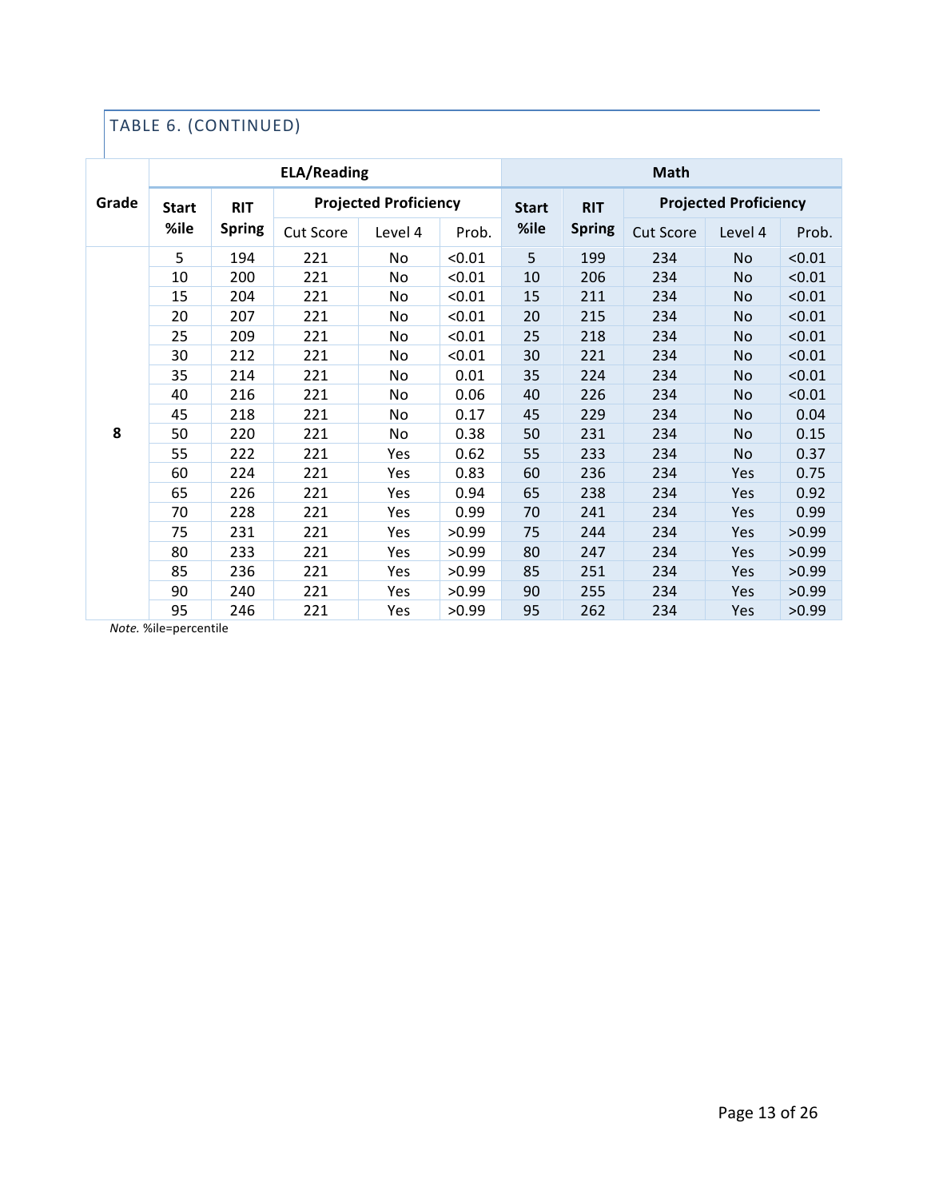TABLE 6. (CONTINUED)

| Grade | ELA/Reading | | | | | Math | | | | |
|---|---|---|---|---|---|---|---|---|---|---|
| | Start %ile | RIT Spring | Projected Proficiency | | | Start %ile | RIT Spring | Projected Proficiency | | |
| | | | Cut Score | Level 4 | Prob. | | | Cut Score | Level 4 | Prob. |
| 8 | 5 | 194 | 221 | No | <0.01 | 5 | 199 | 234 | No | <0.01 |
| | 10 | 200 | 221 | No | <0.01 | 10 | 206 | 234 | No | <0.01 |
| | 15 | 204 | 221 | No | <0.01 | 15 | 211 | 234 | No | <0.01 |
| | 20 | 207 | 221 | No | <0.01 | 20 | 215 | 234 | No | <0.01 |
| | 25 | 209 | 221 | No | <0.01 | 25 | 218 | 234 | No | <0.01 |
| | 30 | 212 | 221 | No | <0.01 | 30 | 221 | 234 | No | <0.01 |
| | 35 | 214 | 221 | No | 0.01 | 35 | 224 | 234 | No | <0.01 |
| | 40 | 216 | 221 | No | 0.06 | 40 | 226 | 234 | No | <0.01 |
| | 45 | 218 | 221 | No | 0.17 | 45 | 229 | 234 | No | 0.04 |
| | 50 | 220 | 221 | No | 0.38 | 50 | 231 | 234 | No | 0.15 |
| | 55 | 222 | 221 | Yes | 0.62 | 55 | 233 | 234 | No | 0.37 |
| | 60 | 224 | 221 | Yes | 0.83 | 60 | 236 | 234 | Yes | 0.75 |
| | 65 | 226 | 221 | Yes | 0.94 | 65 | 238 | 234 | Yes | 0.92 |
| | 70 | 228 | 221 | Yes | 0.99 | 70 | 241 | 234 | Yes | 0.99 |
| | 75 | 231 | 221 | Yes | >0.99 | 75 | 244 | 234 | Yes | >0.99 |
| | 80 | 233 | 221 | Yes | >0.99 | 80 | 247 | 234 | Yes | >0.99 |
| | 85 | 236 | 221 | Yes | >0.99 | 85 | 251 | 234 | Yes | >0.99 |
| | 90 | 240 | 221 | Yes | >0.99 | 90 | 255 | 234 | Yes | >0.99 |
| | 95 | 246 | 221 | Yes | >0.99 | 95 | 262 | 234 | Yes | >0.99 |

*Note.* %ile=percentile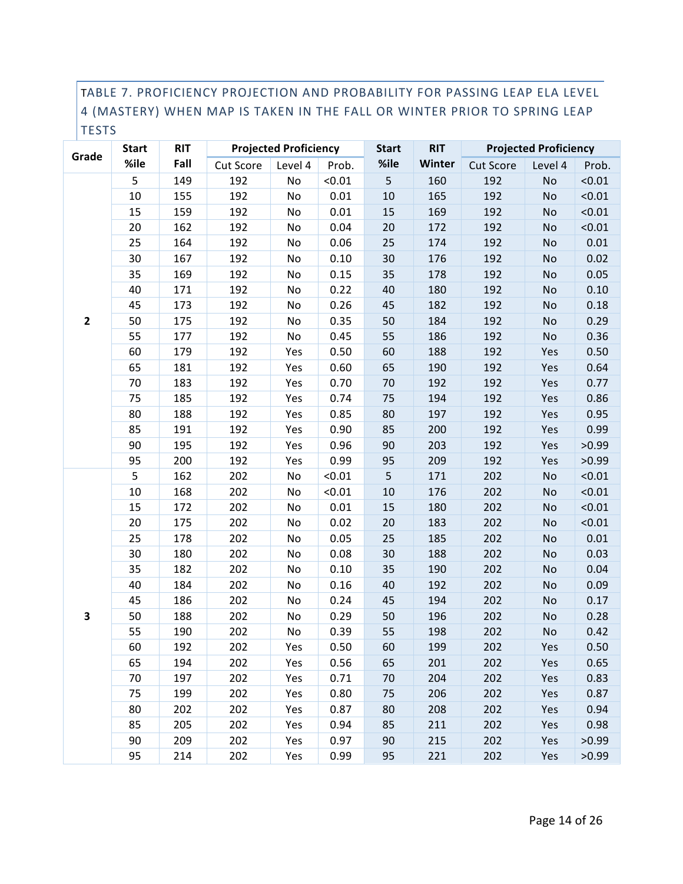TABLE 7. PROFICIENCY PROJECTION AND PROBABILITY FOR PASSING LEAP ELA LEVEL 4 (MASTERY) WHEN MAP IS TAKEN IN THE FALL OR WINTER PRIOR TO SPRING LEAP TESTS

| Grade | Start %ile | RIT Fall | Projected Proficiency | | | Start %ile | RIT Winter | Projected Proficiency | | |
|---|---|---|---|---|---|---|---|---|---|---|
| | | | Cut Score | Level 4 | Prob. | | | Cut Score | Level 4 | Prob. |
| 2 | 5 | 149 | 192 | No | <0.01 | 5 | 160 | 192 | No | <0.01 |
| | 10 | 155 | 192 | No | 0.01 | 10 | 165 | 192 | No | <0.01 |
| | 15 | 159 | 192 | No | 0.01 | 15 | 169 | 192 | No | <0.01 |
| | 20 | 162 | 192 | No | 0.04 | 20 | 172 | 192 | No | <0.01 |
| | 25 | 164 | 192 | No | 0.06 | 25 | 174 | 192 | No | 0.01 |
| | 30 | 167 | 192 | No | 0.10 | 30 | 176 | 192 | No | 0.02 |
| | 35 | 169 | 192 | No | 0.15 | 35 | 178 | 192 | No | 0.05 |
| | 40 | 171 | 192 | No | 0.22 | 40 | 180 | 192 | No | 0.10 |
| | 45 | 173 | 192 | No | 0.26 | 45 | 182 | 192 | No | 0.18 |
| | 50 | 175 | 192 | No | 0.35 | 50 | 184 | 192 | No | 0.29 |
| | 55 | 177 | 192 | No | 0.45 | 55 | 186 | 192 | No | 0.36 |
| | 60 | 179 | 192 | Yes | 0.50 | 60 | 188 | 192 | Yes | 0.50 |
| | 65 | 181 | 192 | Yes | 0.60 | 65 | 190 | 192 | Yes | 0.64 |
| | 70 | 183 | 192 | Yes | 0.70 | 70 | 192 | 192 | Yes | 0.77 |
| | 75 | 185 | 192 | Yes | 0.74 | 75 | 194 | 192 | Yes | 0.86 |
| | 80 | 188 | 192 | Yes | 0.85 | 80 | 197 | 192 | Yes | 0.95 |
| | 85 | 191 | 192 | Yes | 0.90 | 85 | 200 | 192 | Yes | 0.99 |
| | 90 | 195 | 192 | Yes | 0.96 | 90 | 203 | 192 | Yes | >0.99 |
| | 95 | 200 | 192 | Yes | 0.99 | 95 | 209 | 192 | Yes | >0.99 |
| 3 | 5 | 162 | 202 | No | <0.01 | 5 | 171 | 202 | No | <0.01 |
| | 10 | 168 | 202 | No | <0.01 | 10 | 176 | 202 | No | <0.01 |
| | 15 | 172 | 202 | No | 0.01 | 15 | 180 | 202 | No | <0.01 |
| | 20 | 175 | 202 | No | 0.02 | 20 | 183 | 202 | No | <0.01 |
| | 25 | 178 | 202 | No | 0.05 | 25 | 185 | 202 | No | 0.01 |
| | 30 | 180 | 202 | No | 0.08 | 30 | 188 | 202 | No | 0.03 |
| | 35 | 182 | 202 | No | 0.10 | 35 | 190 | 202 | No | 0.04 |
| | 40 | 184 | 202 | No | 0.16 | 40 | 192 | 202 | No | 0.09 |
| | 45 | 186 | 202 | No | 0.24 | 45 | 194 | 202 | No | 0.17 |
| | 50 | 188 | 202 | No | 0.29 | 50 | 196 | 202 | No | 0.28 |
| | 55 | 190 | 202 | No | 0.39 | 55 | 198 | 202 | No | 0.42 |
| | 60 | 192 | 202 | Yes | 0.50 | 60 | 199 | 202 | Yes | 0.50 |
| | 65 | 194 | 202 | Yes | 0.56 | 65 | 201 | 202 | Yes | 0.65 |
| | 70 | 197 | 202 | Yes | 0.71 | 70 | 204 | 202 | Yes | 0.83 |
| | 75 | 199 | 202 | Yes | 0.80 | 75 | 206 | 202 | Yes | 0.87 |
| | 80 | 202 | 202 | Yes | 0.87 | 80 | 208 | 202 | Yes | 0.94 |
| | 85 | 205 | 202 | Yes | 0.94 | 85 | 211 | 202 | Yes | 0.98 |
| | 90 | 209 | 202 | Yes | 0.97 | 90 | 215 | 202 | Yes | >0.99 |
| | 95 | 214 | 202 | Yes | 0.99 | 95 | 221 | 202 | Yes | >0.99 |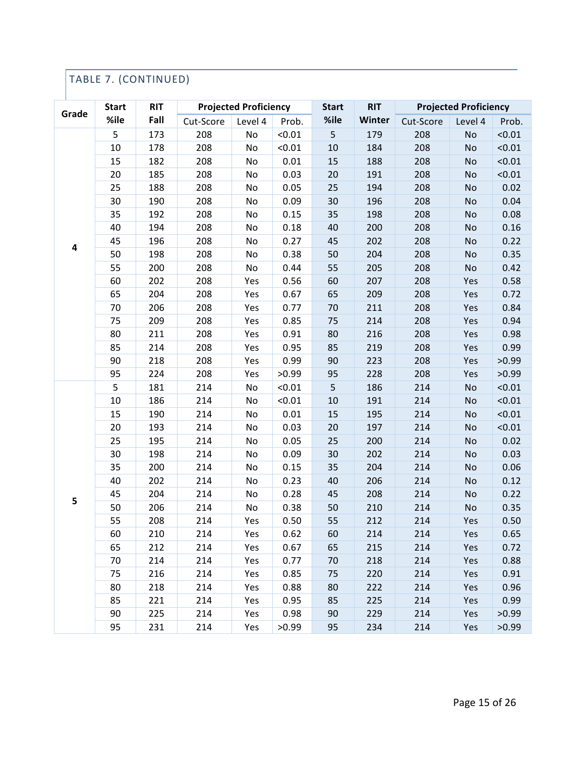TABLE 7. (CONTINUED)

| Grade | Start %ile | RIT Fall | Projected Proficiency | | | Start %ile | RIT Winter | Projected Proficiency | | |
|---|---|---|---|---|---|---|---|---|---|---|
| | | | Cut-Score | Level 4 | Prob. | | | Cut-Score | Level 4 | Prob. |
| 4 | 5 | 173 | 208 | No | <0.01 | 5 | 179 | 208 | No | <0.01 |
| | 10 | 178 | 208 | No | <0.01 | 10 | 184 | 208 | No | <0.01 |
| | 15 | 182 | 208 | No | 0.01 | 15 | 188 | 208 | No | <0.01 |
| | 20 | 185 | 208 | No | 0.03 | 20 | 191 | 208 | No | <0.01 |
| | 25 | 188 | 208 | No | 0.05 | 25 | 194 | 208 | No | 0.02 |
| | 30 | 190 | 208 | No | 0.09 | 30 | 196 | 208 | No | 0.04 |
| | 35 | 192 | 208 | No | 0.15 | 35 | 198 | 208 | No | 0.08 |
| | 40 | 194 | 208 | No | 0.18 | 40 | 200 | 208 | No | 0.16 |
| | 45 | 196 | 208 | No | 0.27 | 45 | 202 | 208 | No | 0.22 |
| | 50 | 198 | 208 | No | 0.38 | 50 | 204 | 208 | No | 0.35 |
| | 55 | 200 | 208 | No | 0.44 | 55 | 205 | 208 | No | 0.42 |
| | 60 | 202 | 208 | Yes | 0.56 | 60 | 207 | 208 | Yes | 0.58 |
| | 65 | 204 | 208 | Yes | 0.67 | 65 | 209 | 208 | Yes | 0.72 |
| | 70 | 206 | 208 | Yes | 0.77 | 70 | 211 | 208 | Yes | 0.84 |
| | 75 | 209 | 208 | Yes | 0.85 | 75 | 214 | 208 | Yes | 0.94 |
| | 80 | 211 | 208 | Yes | 0.91 | 80 | 216 | 208 | Yes | 0.98 |
| | 85 | 214 | 208 | Yes | 0.95 | 85 | 219 | 208 | Yes | 0.99 |
| | 90 | 218 | 208 | Yes | 0.99 | 90 | 223 | 208 | Yes | >0.99 |
| | 95 | 224 | 208 | Yes | >0.99 | 95 | 228 | 208 | Yes | >0.99 |
| 5 | 5 | 181 | 214 | No | <0.01 | 5 | 186 | 214 | No | <0.01 |
| | 10 | 186 | 214 | No | <0.01 | 10 | 191 | 214 | No | <0.01 |
| | 15 | 190 | 214 | No | 0.01 | 15 | 195 | 214 | No | <0.01 |
| | 20 | 193 | 214 | No | 0.03 | 20 | 197 | 214 | No | <0.01 |
| | 25 | 195 | 214 | No | 0.05 | 25 | 200 | 214 | No | 0.02 |
| | 30 | 198 | 214 | No | 0.09 | 30 | 202 | 214 | No | 0.03 |
| | 35 | 200 | 214 | No | 0.15 | 35 | 204 | 214 | No | 0.06 |
| | 40 | 202 | 214 | No | 0.23 | 40 | 206 | 214 | No | 0.12 |
| | 45 | 204 | 214 | No | 0.28 | 45 | 208 | 214 | No | 0.22 |
| | 50 | 206 | 214 | No | 0.38 | 50 | 210 | 214 | No | 0.35 |
| | 55 | 208 | 214 | Yes | 0.50 | 55 | 212 | 214 | Yes | 0.50 |
| | 60 | 210 | 214 | Yes | 0.62 | 60 | 214 | 214 | Yes | 0.65 |
| | 65 | 212 | 214 | Yes | 0.67 | 65 | 215 | 214 | Yes | 0.72 |
| | 70 | 214 | 214 | Yes | 0.77 | 70 | 218 | 214 | Yes | 0.88 |
| | 75 | 216 | 214 | Yes | 0.85 | 75 | 220 | 214 | Yes | 0.91 |
| | 80 | 218 | 214 | Yes | 0.88 | 80 | 222 | 214 | Yes | 0.96 |
| | 85 | 221 | 214 | Yes | 0.95 | 85 | 225 | 214 | Yes | 0.99 |
| | 90 | 225 | 214 | Yes | 0.98 | 90 | 229 | 214 | Yes | >0.99 |
| | 95 | 231 | 214 | Yes | >0.99 | 95 | 234 | 214 | Yes | >0.99 |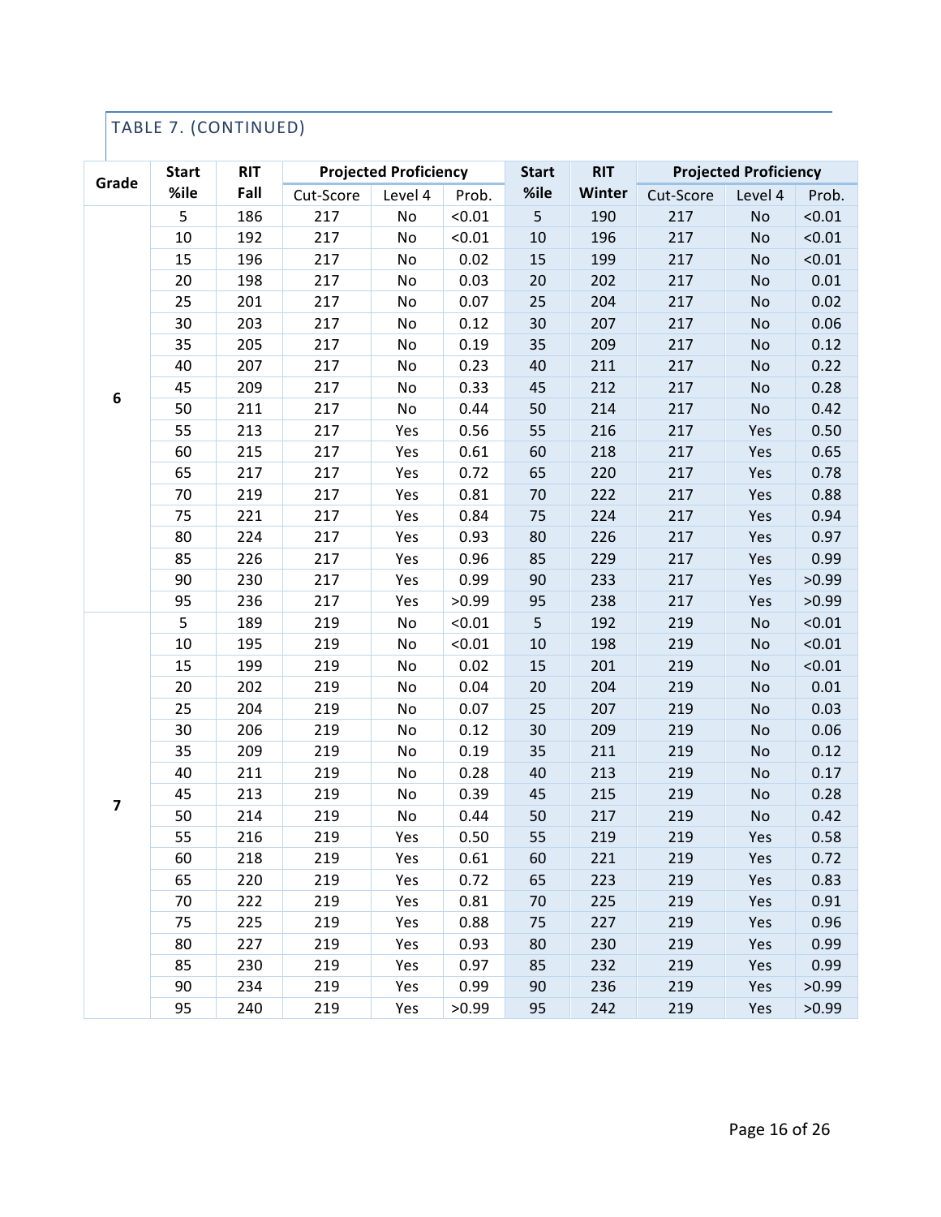TABLE 7. (CONTINUED)

| Grade | Start %ile | RIT Fall | Projected Proficiency | | | Start %ile | RIT Winter | Projected Proficiency | | |
|---|---|---|---|---|---|---|---|---|---|---|
| | | | Cut-Score | Level 4 | Prob. | | | Cut-Score | Level 4 | Prob. |
| 6 | 5 | 186 | 217 | No | <0.01 | 5 | 190 | 217 | No | <0.01 |
| | 10 | 192 | 217 | No | <0.01 | 10 | 196 | 217 | No | <0.01 |
| | 15 | 196 | 217 | No | 0.02 | 15 | 199 | 217 | No | <0.01 |
| | 20 | 198 | 217 | No | 0.03 | 20 | 202 | 217 | No | 0.01 |
| | 25 | 201 | 217 | No | 0.07 | 25 | 204 | 217 | No | 0.02 |
| | 30 | 203 | 217 | No | 0.12 | 30 | 207 | 217 | No | 0.06 |
| | 35 | 205 | 217 | No | 0.19 | 35 | 209 | 217 | No | 0.12 |
| | 40 | 207 | 217 | No | 0.23 | 40 | 211 | 217 | No | 0.22 |
| | 45 | 209 | 217 | No | 0.33 | 45 | 212 | 217 | No | 0.28 |
| | 50 | 211 | 217 | No | 0.44 | 50 | 214 | 217 | No | 0.42 |
| | 55 | 213 | 217 | Yes | 0.56 | 55 | 216 | 217 | Yes | 0.50 |
| | 60 | 215 | 217 | Yes | 0.61 | 60 | 218 | 217 | Yes | 0.65 |
| | 65 | 217 | 217 | Yes | 0.72 | 65 | 220 | 217 | Yes | 0.78 |
| | 70 | 219 | 217 | Yes | 0.81 | 70 | 222 | 217 | Yes | 0.88 |
| | 75 | 221 | 217 | Yes | 0.84 | 75 | 224 | 217 | Yes | 0.94 |
| | 80 | 224 | 217 | Yes | 0.93 | 80 | 226 | 217 | Yes | 0.97 |
| | 85 | 226 | 217 | Yes | 0.96 | 85 | 229 | 217 | Yes | 0.99 |
| | 90 | 230 | 217 | Yes | 0.99 | 90 | 233 | 217 | Yes | >0.99 |
| | 95 | 236 | 217 | Yes | >0.99 | 95 | 238 | 217 | Yes | >0.99 |
| 7 | 5 | 189 | 219 | No | <0.01 | 5 | 192 | 219 | No | <0.01 |
| | 10 | 195 | 219 | No | <0.01 | 10 | 198 | 219 | No | <0.01 |
| | 15 | 199 | 219 | No | 0.02 | 15 | 201 | 219 | No | <0.01 |
| | 20 | 202 | 219 | No | 0.04 | 20 | 204 | 219 | No | 0.01 |
| | 25 | 204 | 219 | No | 0.07 | 25 | 207 | 219 | No | 0.03 |
| | 30 | 206 | 219 | No | 0.12 | 30 | 209 | 219 | No | 0.06 |
| | 35 | 209 | 219 | No | 0.19 | 35 | 211 | 219 | No | 0.12 |
| | 40 | 211 | 219 | No | 0.28 | 40 | 213 | 219 | No | 0.17 |
| | 45 | 213 | 219 | No | 0.39 | 45 | 215 | 219 | No | 0.28 |
| | 50 | 214 | 219 | No | 0.44 | 50 | 217 | 219 | No | 0.42 |
| | 55 | 216 | 219 | Yes | 0.50 | 55 | 219 | 219 | Yes | 0.58 |
| | 60 | 218 | 219 | Yes | 0.61 | 60 | 221 | 219 | Yes | 0.72 |
| | 65 | 220 | 219 | Yes | 0.72 | 65 | 223 | 219 | Yes | 0.83 |
| | 70 | 222 | 219 | Yes | 0.81 | 70 | 225 | 219 | Yes | 0.91 |
| | 75 | 225 | 219 | Yes | 0.88 | 75 | 227 | 219 | Yes | 0.96 |
| | 80 | 227 | 219 | Yes | 0.93 | 80 | 230 | 219 | Yes | 0.99 |
| | 85 | 230 | 219 | Yes | 0.97 | 85 | 232 | 219 | Yes | 0.99 |
| | 90 | 234 | 219 | Yes | 0.99 | 90 | 236 | 219 | Yes | >0.99 |
| | 95 | 240 | 219 | Yes | >0.99 | 95 | 242 | 219 | Yes | >0.99 |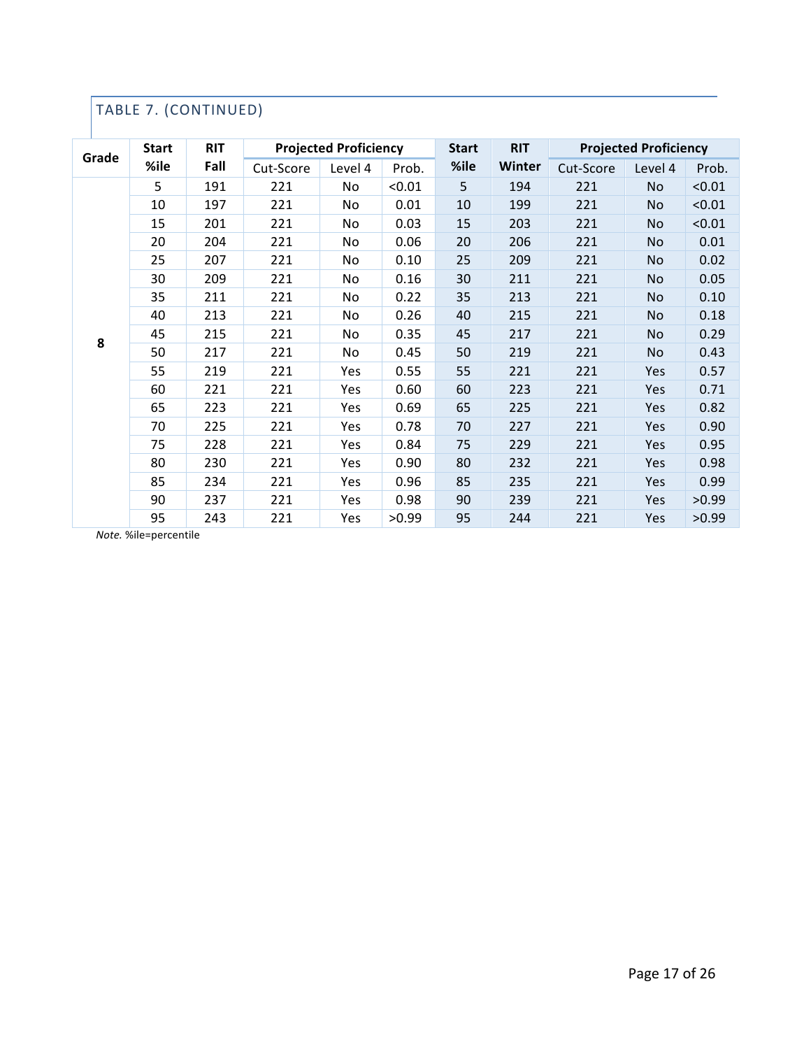TABLE 7. (CONTINUED)

| Grade | Start %ile | RIT Fall | Projected Proficiency | | | Start %ile | RIT Winter | Projected Proficiency | | |
|---|---|---|---|---|---|---|---|---|---|---|
| | | | Cut-Score | Level 4 | Prob. | | | Cut-Score | Level 4 | Prob. |
| 8 | 5 | 191 | 221 | No | <0.01 | 5 | 194 | 221 | No | <0.01 |
| | 10 | 197 | 221 | No | 0.01 | 10 | 199 | 221 | No | <0.01 |
| | 15 | 201 | 221 | No | 0.03 | 15 | 203 | 221 | No | <0.01 |
| | 20 | 204 | 221 | No | 0.06 | 20 | 206 | 221 | No | 0.01 |
| | 25 | 207 | 221 | No | 0.10 | 25 | 209 | 221 | No | 0.02 |
| | 30 | 209 | 221 | No | 0.16 | 30 | 211 | 221 | No | 0.05 |
| | 35 | 211 | 221 | No | 0.22 | 35 | 213 | 221 | No | 0.10 |
| | 40 | 213 | 221 | No | 0.26 | 40 | 215 | 221 | No | 0.18 |
| | 45 | 215 | 221 | No | 0.35 | 45 | 217 | 221 | No | 0.29 |
| | 50 | 217 | 221 | No | 0.45 | 50 | 219 | 221 | No | 0.43 |
| | 55 | 219 | 221 | Yes | 0.55 | 55 | 221 | 221 | Yes | 0.57 |
| | 60 | 221 | 221 | Yes | 0.60 | 60 | 223 | 221 | Yes | 0.71 |
| | 65 | 223 | 221 | Yes | 0.69 | 65 | 225 | 221 | Yes | 0.82 |
| | 70 | 225 | 221 | Yes | 0.78 | 70 | 227 | 221 | Yes | 0.90 |
| | 75 | 228 | 221 | Yes | 0.84 | 75 | 229 | 221 | Yes | 0.95 |
| | 80 | 230 | 221 | Yes | 0.90 | 80 | 232 | 221 | Yes | 0.98 |
| | 85 | 234 | 221 | Yes | 0.96 | 85 | 235 | 221 | Yes | 0.99 |
| | 90 | 237 | 221 | Yes | 0.98 | 90 | 239 | 221 | Yes | >0.99 |
| | 95 | 243 | 221 | Yes | >0.99 | 95 | 244 | 221 | Yes | >0.99 |

*Note.* %ile=percentile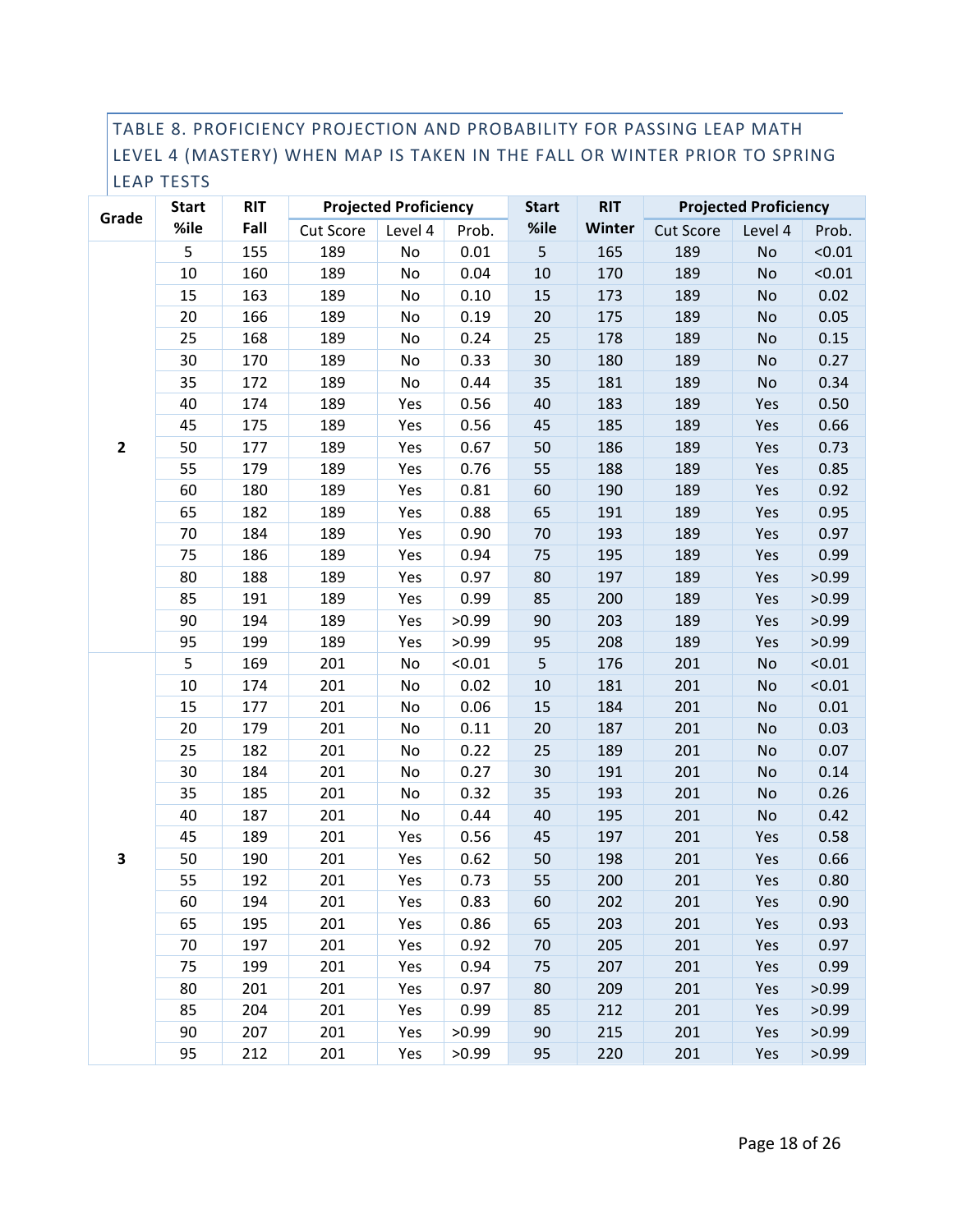TABLE 8. PROFICIENCY PROJECTION AND PROBABILITY FOR PASSING LEAP MATH LEVEL 4 (MASTERY) WHEN MAP IS TAKEN IN THE FALL OR WINTER PRIOR TO SPRING LEAP TESTS

| Grade | Start %ile | RIT Fall | Projected Proficiency | | | Start %ile | RIT Winter | Projected Proficiency | | |
|---|---|---|---|---|---|---|---|---|---|---|
| | | | Cut Score | Level 4 | Prob. | | | Cut Score | Level 4 | Prob. |
| 2 | 5 | 155 | 189 | No | 0.01 | 5 | 165 | 189 | No | <0.01 |
| | 10 | 160 | 189 | No | 0.04 | 10 | 170 | 189 | No | <0.01 |
| | 15 | 163 | 189 | No | 0.10 | 15 | 173 | 189 | No | 0.02 |
| | 20 | 166 | 189 | No | 0.19 | 20 | 175 | 189 | No | 0.05 |
| | 25 | 168 | 189 | No | 0.24 | 25 | 178 | 189 | No | 0.15 |
| | 30 | 170 | 189 | No | 0.33 | 30 | 180 | 189 | No | 0.27 |
| | 35 | 172 | 189 | No | 0.44 | 35 | 181 | 189 | No | 0.34 |
| | 40 | 174 | 189 | Yes | 0.56 | 40 | 183 | 189 | Yes | 0.50 |
| | 45 | 175 | 189 | Yes | 0.56 | 45 | 185 | 189 | Yes | 0.66 |
| | 50 | 177 | 189 | Yes | 0.67 | 50 | 186 | 189 | Yes | 0.73 |
| | 55 | 179 | 189 | Yes | 0.76 | 55 | 188 | 189 | Yes | 0.85 |
| | 60 | 180 | 189 | Yes | 0.81 | 60 | 190 | 189 | Yes | 0.92 |
| | 65 | 182 | 189 | Yes | 0.88 | 65 | 191 | 189 | Yes | 0.95 |
| | 70 | 184 | 189 | Yes | 0.90 | 70 | 193 | 189 | Yes | 0.97 |
| | 75 | 186 | 189 | Yes | 0.94 | 75 | 195 | 189 | Yes | 0.99 |
| | 80 | 188 | 189 | Yes | 0.97 | 80 | 197 | 189 | Yes | >0.99 |
| | 85 | 191 | 189 | Yes | 0.99 | 85 | 200 | 189 | Yes | >0.99 |
| | 90 | 194 | 189 | Yes | >0.99 | 90 | 203 | 189 | Yes | >0.99 |
| | 95 | 199 | 189 | Yes | >0.99 | 95 | 208 | 189 | Yes | >0.99 |
| 3 | 5 | 169 | 201 | No | <0.01 | 5 | 176 | 201 | No | <0.01 |
| | 10 | 174 | 201 | No | 0.02 | 10 | 181 | 201 | No | <0.01 |
| | 15 | 177 | 201 | No | 0.06 | 15 | 184 | 201 | No | 0.01 |
| | 20 | 179 | 201 | No | 0.11 | 20 | 187 | 201 | No | 0.03 |
| | 25 | 182 | 201 | No | 0.22 | 25 | 189 | 201 | No | 0.07 |
| | 30 | 184 | 201 | No | 0.27 | 30 | 191 | 201 | No | 0.14 |
| | 35 | 185 | 201 | No | 0.32 | 35 | 193 | 201 | No | 0.26 |
| | 40 | 187 | 201 | No | 0.44 | 40 | 195 | 201 | No | 0.42 |
| | 45 | 189 | 201 | Yes | 0.56 | 45 | 197 | 201 | Yes | 0.58 |
| | 50 | 190 | 201 | Yes | 0.62 | 50 | 198 | 201 | Yes | 0.66 |
| | 55 | 192 | 201 | Yes | 0.73 | 55 | 200 | 201 | Yes | 0.80 |
| | 60 | 194 | 201 | Yes | 0.83 | 60 | 202 | 201 | Yes | 0.90 |
| | 65 | 195 | 201 | Yes | 0.86 | 65 | 203 | 201 | Yes | 0.93 |
| | 70 | 197 | 201 | Yes | 0.92 | 70 | 205 | 201 | Yes | 0.97 |
| | 75 | 199 | 201 | Yes | 0.94 | 75 | 207 | 201 | Yes | 0.99 |
| | 80 | 201 | 201 | Yes | 0.97 | 80 | 209 | 201 | Yes | >0.99 |
| | 85 | 204 | 201 | Yes | 0.99 | 85 | 212 | 201 | Yes | >0.99 |
| | 90 | 207 | 201 | Yes | >0.99 | 90 | 215 | 201 | Yes | >0.99 |
| | 95 | 212 | 201 | Yes | >0.99 | 95 | 220 | 201 | Yes | >0.99 |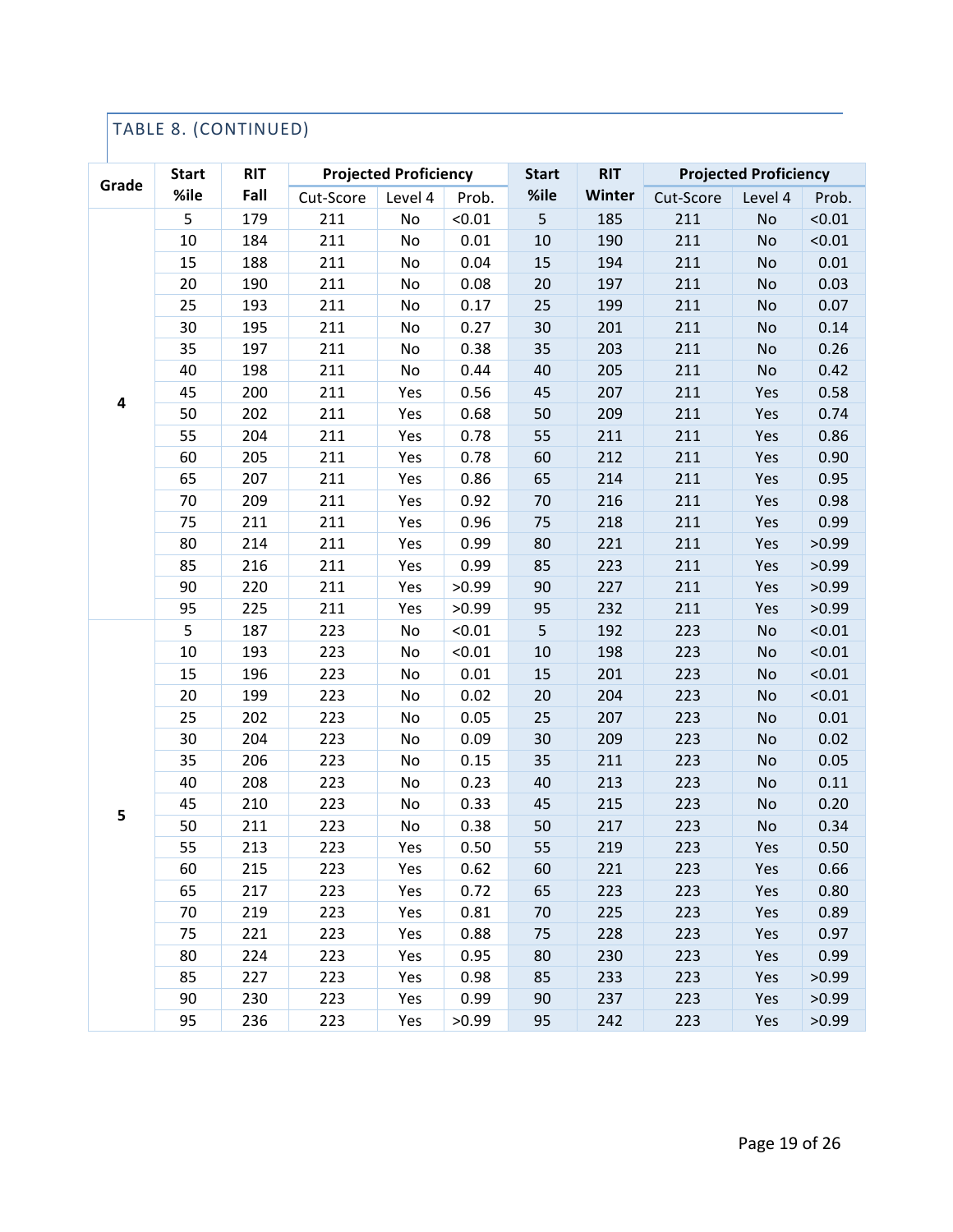TABLE 8. (CONTINUED)

| Grade | Start %ile | RIT Fall | Projected Proficiency | | | Start %ile | RIT Winter | Projected Proficiency | | |
|---|---|---|---|---|---|---|---|---|---|---|
| | | | Cut-Score | Level 4 | Prob. | | | Cut-Score | Level 4 | Prob. |
| 4 | 5 | 179 | 211 | No | <0.01 | 5 | 185 | 211 | No | <0.01 |
| | 10 | 184 | 211 | No | 0.01 | 10 | 190 | 211 | No | <0.01 |
| | 15 | 188 | 211 | No | 0.04 | 15 | 194 | 211 | No | 0.01 |
| | 20 | 190 | 211 | No | 0.08 | 20 | 197 | 211 | No | 0.03 |
| | 25 | 193 | 211 | No | 0.17 | 25 | 199 | 211 | No | 0.07 |
| | 30 | 195 | 211 | No | 0.27 | 30 | 201 | 211 | No | 0.14 |
| | 35 | 197 | 211 | No | 0.38 | 35 | 203 | 211 | No | 0.26 |
| | 40 | 198 | 211 | No | 0.44 | 40 | 205 | 211 | No | 0.42 |
| | 45 | 200 | 211 | Yes | 0.56 | 45 | 207 | 211 | Yes | 0.58 |
| | 50 | 202 | 211 | Yes | 0.68 | 50 | 209 | 211 | Yes | 0.74 |
| | 55 | 204 | 211 | Yes | 0.78 | 55 | 211 | 211 | Yes | 0.86 |
| | 60 | 205 | 211 | Yes | 0.78 | 60 | 212 | 211 | Yes | 0.90 |
| | 65 | 207 | 211 | Yes | 0.86 | 65 | 214 | 211 | Yes | 0.95 |
| | 70 | 209 | 211 | Yes | 0.92 | 70 | 216 | 211 | Yes | 0.98 |
| | 75 | 211 | 211 | Yes | 0.96 | 75 | 218 | 211 | Yes | 0.99 |
| | 80 | 214 | 211 | Yes | 0.99 | 80 | 221 | 211 | Yes | >0.99 |
| | 85 | 216 | 211 | Yes | 0.99 | 85 | 223 | 211 | Yes | >0.99 |
| | 90 | 220 | 211 | Yes | >0.99 | 90 | 227 | 211 | Yes | >0.99 |
| | 95 | 225 | 211 | Yes | >0.99 | 95 | 232 | 211 | Yes | >0.99 |
| 5 | 5 | 187 | 223 | No | <0.01 | 5 | 192 | 223 | No | <0.01 |
| | 10 | 193 | 223 | No | <0.01 | 10 | 198 | 223 | No | <0.01 |
| | 15 | 196 | 223 | No | 0.01 | 15 | 201 | 223 | No | <0.01 |
| | 20 | 199 | 223 | No | 0.02 | 20 | 204 | 223 | No | <0.01 |
| | 25 | 202 | 223 | No | 0.05 | 25 | 207 | 223 | No | 0.01 |
| | 30 | 204 | 223 | No | 0.09 | 30 | 209 | 223 | No | 0.02 |
| | 35 | 206 | 223 | No | 0.15 | 35 | 211 | 223 | No | 0.05 |
| | 40 | 208 | 223 | No | 0.23 | 40 | 213 | 223 | No | 0.11 |
| | 45 | 210 | 223 | No | 0.33 | 45 | 215 | 223 | No | 0.20 |
| | 50 | 211 | 223 | No | 0.38 | 50 | 217 | 223 | No | 0.34 |
| | 55 | 213 | 223 | Yes | 0.50 | 55 | 219 | 223 | Yes | 0.50 |
| | 60 | 215 | 223 | Yes | 0.62 | 60 | 221 | 223 | Yes | 0.66 |
| | 65 | 217 | 223 | Yes | 0.72 | 65 | 223 | 223 | Yes | 0.80 |
| | 70 | 219 | 223 | Yes | 0.81 | 70 | 225 | 223 | Yes | 0.89 |
| | 75 | 221 | 223 | Yes | 0.88 | 75 | 228 | 223 | Yes | 0.97 |
| | 80 | 224 | 223 | Yes | 0.95 | 80 | 230 | 223 | Yes | 0.99 |
| | 85 | 227 | 223 | Yes | 0.98 | 85 | 233 | 223 | Yes | >0.99 |
| | 90 | 230 | 223 | Yes | 0.99 | 90 | 237 | 223 | Yes | >0.99 |
| | 95 | 236 | 223 | Yes | >0.99 | 95 | 242 | 223 | Yes | >0.99 |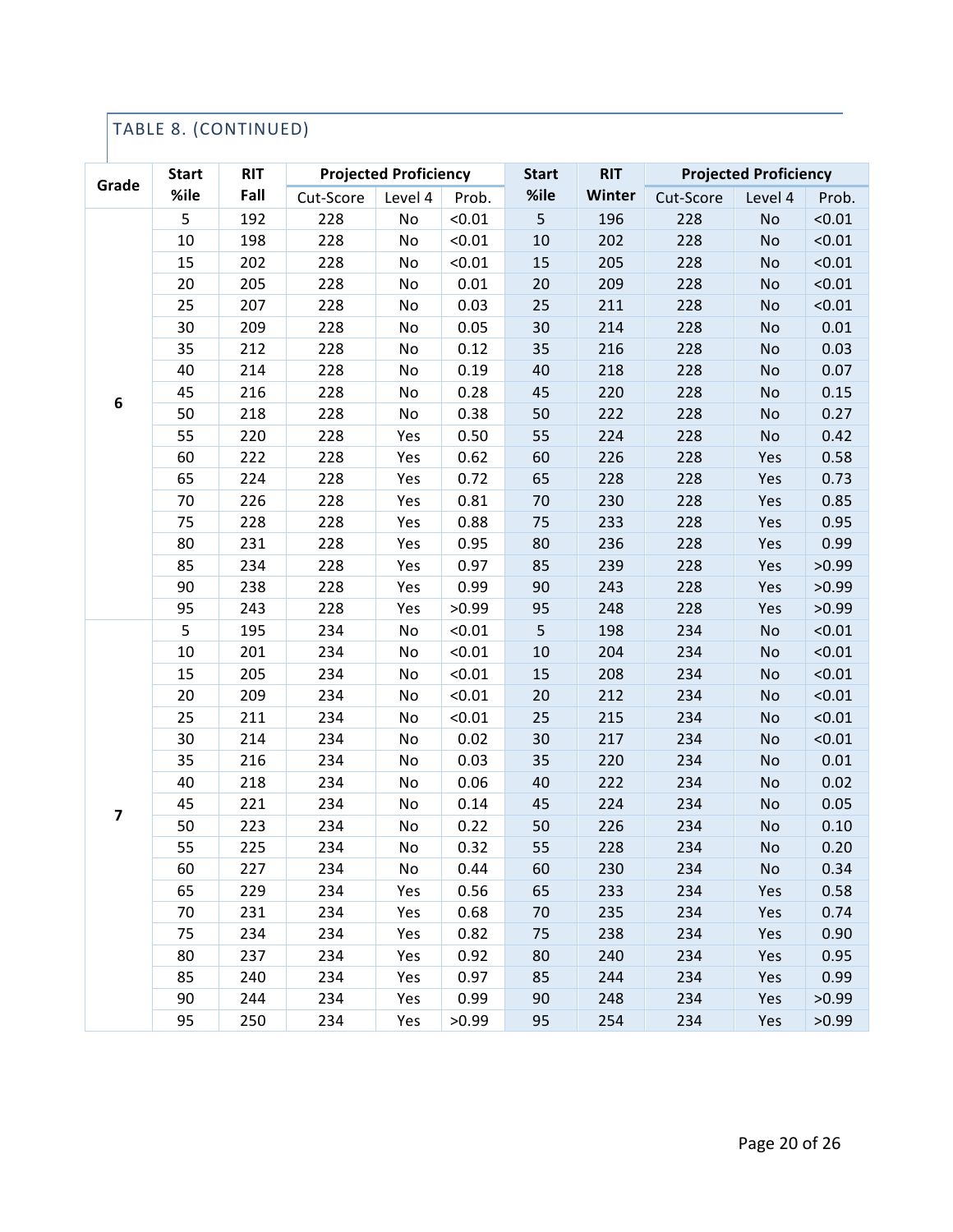TABLE 8. (CONTINUED)

| Grade | Start %ile | RIT Fall | Projected Proficiency | | | Start %ile | RIT Winter | Projected Proficiency | | |
|---|---|---|---|---|---|---|---|---|---|---|
| | | | Cut-Score | Level 4 | Prob. | | | Cut-Score | Level 4 | Prob. |
| 6 | 5 | 192 | 228 | No | <0.01 | 5 | 196 | 228 | No | <0.01 |
| | 10 | 198 | 228 | No | <0.01 | 10 | 202 | 228 | No | <0.01 |
| | 15 | 202 | 228 | No | <0.01 | 15 | 205 | 228 | No | <0.01 |
| | 20 | 205 | 228 | No | 0.01 | 20 | 209 | 228 | No | <0.01 |
| | 25 | 207 | 228 | No | 0.03 | 25 | 211 | 228 | No | <0.01 |
| | 30 | 209 | 228 | No | 0.05 | 30 | 214 | 228 | No | 0.01 |
| | 35 | 212 | 228 | No | 0.12 | 35 | 216 | 228 | No | 0.03 |
| | 40 | 214 | 228 | No | 0.19 | 40 | 218 | 228 | No | 0.07 |
| | 45 | 216 | 228 | No | 0.28 | 45 | 220 | 228 | No | 0.15 |
| | 50 | 218 | 228 | No | 0.38 | 50 | 222 | 228 | No | 0.27 |
| | 55 | 220 | 228 | Yes | 0.50 | 55 | 224 | 228 | No | 0.42 |
| | 60 | 222 | 228 | Yes | 0.62 | 60 | 226 | 228 | Yes | 0.58 |
| | 65 | 224 | 228 | Yes | 0.72 | 65 | 228 | 228 | Yes | 0.73 |
| | 70 | 226 | 228 | Yes | 0.81 | 70 | 230 | 228 | Yes | 0.85 |
| | 75 | 228 | 228 | Yes | 0.88 | 75 | 233 | 228 | Yes | 0.95 |
| | 80 | 231 | 228 | Yes | 0.95 | 80 | 236 | 228 | Yes | 0.99 |
| | 85 | 234 | 228 | Yes | 0.97 | 85 | 239 | 228 | Yes | >0.99 |
| | 90 | 238 | 228 | Yes | 0.99 | 90 | 243 | 228 | Yes | >0.99 |
| | 95 | 243 | 228 | Yes | >0.99 | 95 | 248 | 228 | Yes | >0.99 |
| 7 | 5 | 195 | 234 | No | <0.01 | 5 | 198 | 234 | No | <0.01 |
| | 10 | 201 | 234 | No | <0.01 | 10 | 204 | 234 | No | <0.01 |
| | 15 | 205 | 234 | No | <0.01 | 15 | 208 | 234 | No | <0.01 |
| | 20 | 209 | 234 | No | <0.01 | 20 | 212 | 234 | No | <0.01 |
| | 25 | 211 | 234 | No | <0.01 | 25 | 215 | 234 | No | <0.01 |
| | 30 | 214 | 234 | No | 0.02 | 30 | 217 | 234 | No | <0.01 |
| | 35 | 216 | 234 | No | 0.03 | 35 | 220 | 234 | No | 0.01 |
| | 40 | 218 | 234 | No | 0.06 | 40 | 222 | 234 | No | 0.02 |
| | 45 | 221 | 234 | No | 0.14 | 45 | 224 | 234 | No | 0.05 |
| | 50 | 223 | 234 | No | 0.22 | 50 | 226 | 234 | No | 0.10 |
| | 55 | 225 | 234 | No | 0.32 | 55 | 228 | 234 | No | 0.20 |
| | 60 | 227 | 234 | No | 0.44 | 60 | 230 | 234 | No | 0.34 |
| | 65 | 229 | 234 | Yes | 0.56 | 65 | 233 | 234 | Yes | 0.58 |
| | 70 | 231 | 234 | Yes | 0.68 | 70 | 235 | 234 | Yes | 0.74 |
| | 75 | 234 | 234 | Yes | 0.82 | 75 | 238 | 234 | Yes | 0.90 |
| | 80 | 237 | 234 | Yes | 0.92 | 80 | 240 | 234 | Yes | 0.95 |
| | 85 | 240 | 234 | Yes | 0.97 | 85 | 244 | 234 | Yes | 0.99 |
| | 90 | 244 | 234 | Yes | 0.99 | 90 | 248 | 234 | Yes | >0.99 |
| | 95 | 250 | 234 | Yes | >0.99 | 95 | 254 | 234 | Yes | >0.99 |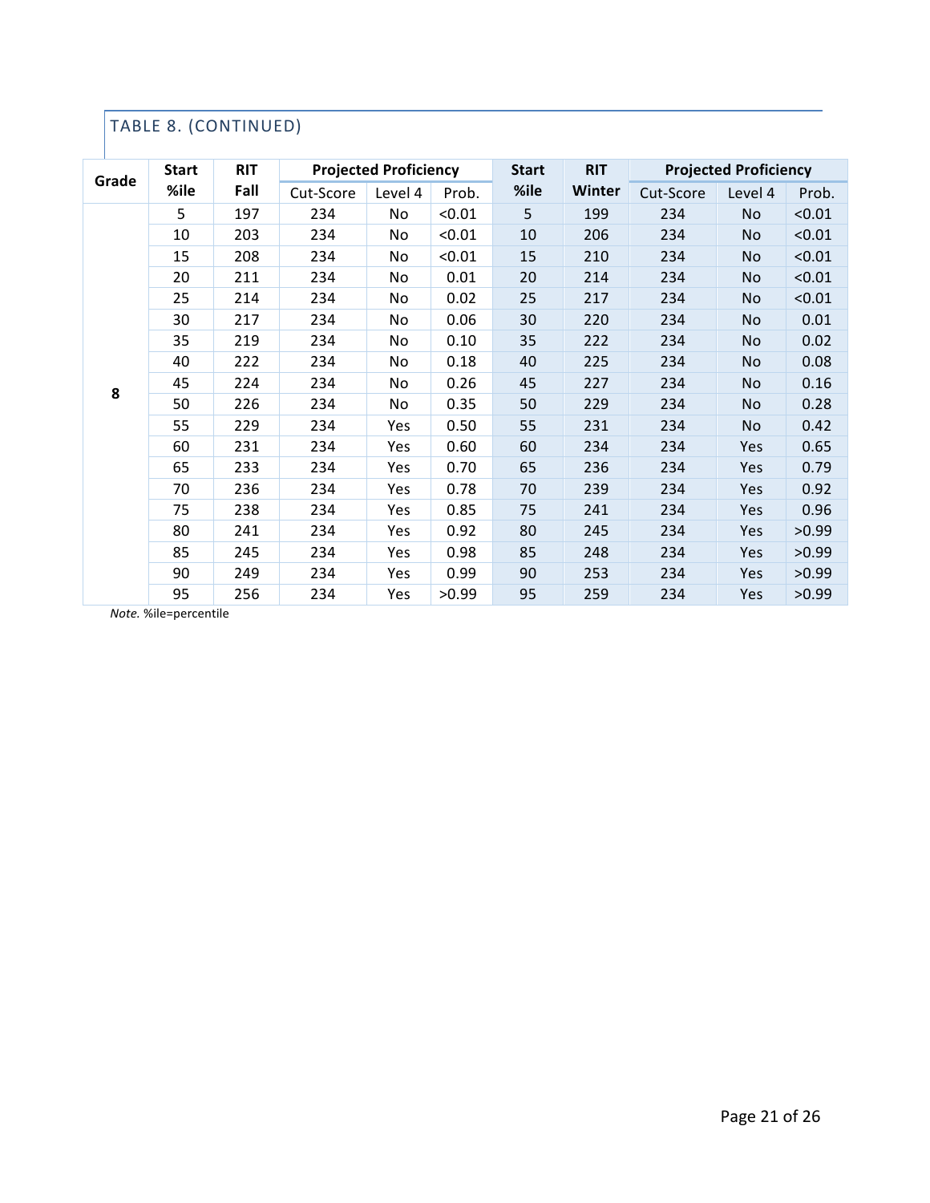## TABLE 8. (CONTINUED)

| Grade | Start %ile | RIT Fall | Projected Proficiency | | | Start %ile | RIT Winter | Projected Proficiency | | |
|---|---|---|---|---|---|---|---|---|---|---|
| | | | Cut-Score | Level 4 | Prob. | | | Cut-Score | Level 4 | Prob. |
| 8 | 5 | 197 | 234 | No | <0.01 | 5 | 199 | 234 | No | <0.01 |
| | 10 | 203 | 234 | No | <0.01 | 10 | 206 | 234 | No | <0.01 |
| | 15 | 208 | 234 | No | <0.01 | 15 | 210 | 234 | No | <0.01 |
| | 20 | 211 | 234 | No | 0.01 | 20 | 214 | 234 | No | <0.01 |
| | 25 | 214 | 234 | No | 0.02 | 25 | 217 | 234 | No | <0.01 |
| | 30 | 217 | 234 | No | 0.06 | 30 | 220 | 234 | No | 0.01 |
| | 35 | 219 | 234 | No | 0.10 | 35 | 222 | 234 | No | 0.02 |
| | 40 | 222 | 234 | No | 0.18 | 40 | 225 | 234 | No | 0.08 |
| | 45 | 224 | 234 | No | 0.26 | 45 | 227 | 234 | No | 0.16 |
| | 50 | 226 | 234 | No | 0.35 | 50 | 229 | 234 | No | 0.28 |
| | 55 | 229 | 234 | Yes | 0.50 | 55 | 231 | 234 | No | 0.42 |
| | 60 | 231 | 234 | Yes | 0.60 | 60 | 234 | 234 | Yes | 0.65 |
| | 65 | 233 | 234 | Yes | 0.70 | 65 | 236 | 234 | Yes | 0.79 |
| | 70 | 236 | 234 | Yes | 0.78 | 70 | 239 | 234 | Yes | 0.92 |
| | 75 | 238 | 234 | Yes | 0.85 | 75 | 241 | 234 | Yes | 0.96 |
| | 80 | 241 | 234 | Yes | 0.92 | 80 | 245 | 234 | Yes | >0.99 |
| | 85 | 245 | 234 | Yes | 0.98 | 85 | 248 | 234 | Yes | >0.99 |
| | 90 | 249 | 234 | Yes | 0.99 | 90 | 253 | 234 | Yes | >0.99 |
| | 95 | 256 | 234 | Yes | >0.99 | 95 | 259 | 234 | Yes | >0.99 |

*Note.* %ile=percentile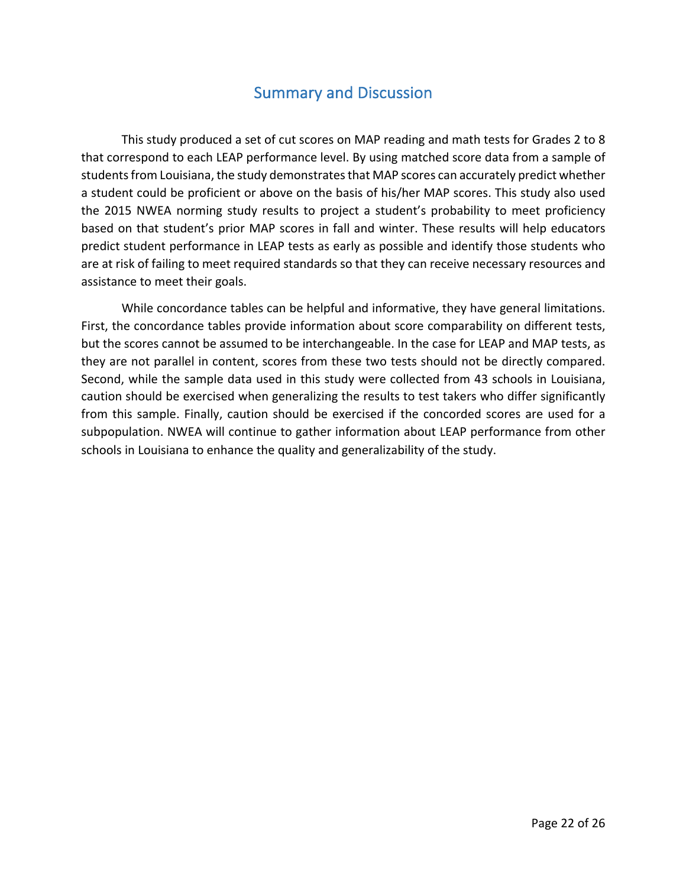## Summary and Discussion

This study produced a set of cut scores on MAP reading and math tests for Grades 2 to 8 that correspond to each LEAP performance level. By using matched score data from a sample of students from Louisiana, the study demonstrates that MAP scores can accurately predict whether a student could be proficient or above on the basis of his/her MAP scores. This study also used the 2015 NWEA norming study results to project a student's probability to meet proficiency based on that student's prior MAP scores in fall and winter. These results will help educators predict student performance in LEAP tests as early as possible and identify those students who are at risk of failing to meet required standards so that they can receive necessary resources and assistance to meet their goals.

While concordance tables can be helpful and informative, they have general limitations. First, the concordance tables provide information about score comparability on different tests, but the scores cannot be assumed to be interchangeable. In the case for LEAP and MAP tests, as they are not parallel in content, scores from these two tests should not be directly compared. Second, while the sample data used in this study were collected from 43 schools in Louisiana, caution should be exercised when generalizing the results to test takers who differ significantly from this sample. Finally, caution should be exercised if the concorded scores are used for a subpopulation. NWEA will continue to gather information about LEAP performance from other schools in Louisiana to enhance the quality and generalizability of the study.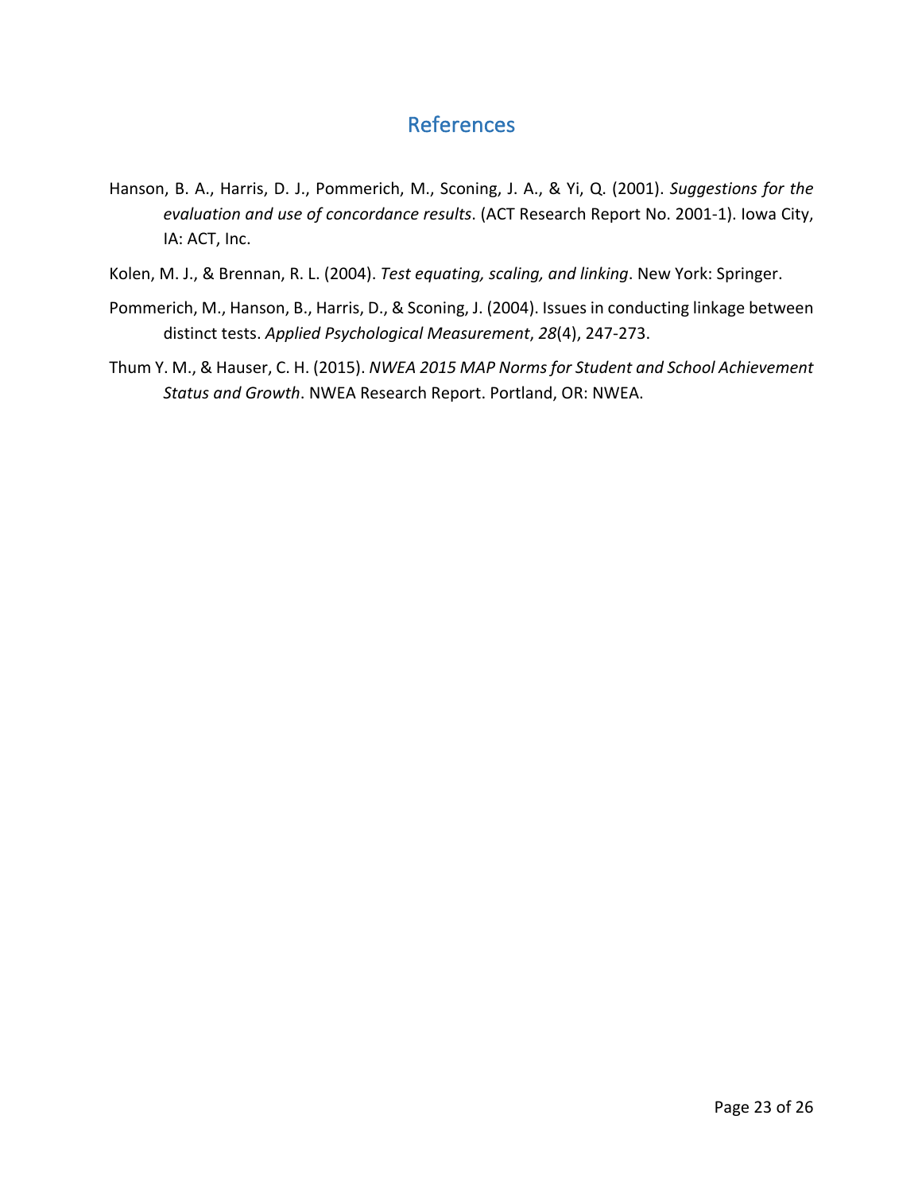# References

Hanson, B. A., Harris, D. J., Pommerich, M., Sconing, J. A., & Yi, Q. (2001). *Suggestions for the evaluation and use of concordance results*. (ACT Research Report No. 2001-1). Iowa City, IA: ACT, Inc.

Kolen, M. J., & Brennan, R. L. (2004). *Test equating, scaling, and linking*. New York: Springer.

Pommerich, M., Hanson, B., Harris, D., & Sconing, J. (2004). Issues in conducting linkage between distinct tests. *Applied Psychological Measurement*, *28*(4), 247-273.

Thum Y. M., & Hauser, C. H. (2015). *NWEA 2015 MAP Norms for Student and School Achievement Status and Growth*. NWEA Research Report. Portland, OR: NWEA.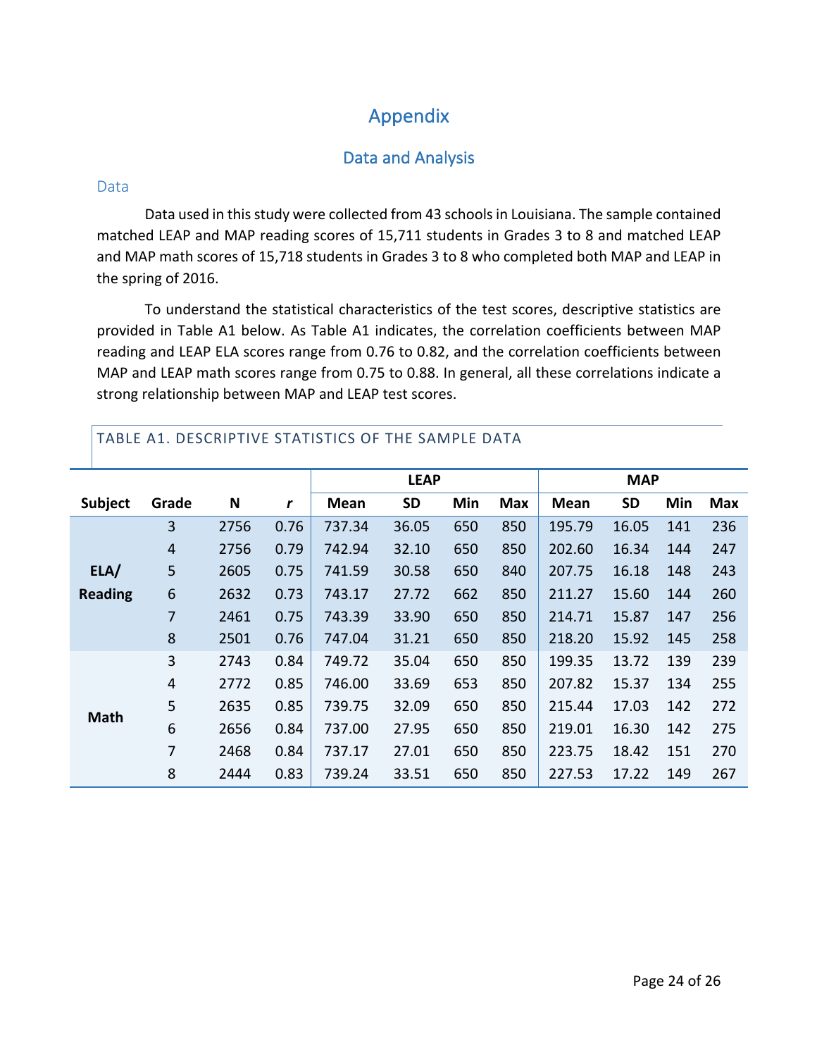# Appendix

## Data and Analysis

### Data

Data used in this study were collected from 43 schools in Louisiana. The sample contained matched LEAP and MAP reading scores of 15,711 students in Grades 3 to 8 and matched LEAP and MAP math scores of 15,718 students in Grades 3 to 8 who completed both MAP and LEAP in the spring of 2016.

To understand the statistical characteristics of the test scores, descriptive statistics are provided in Table A1 below. As Table A1 indicates, the correlation coefficients between MAP reading and LEAP ELA scores range from 0.76 to 0.82, and the correlation coefficients between MAP and LEAP math scores range from 0.75 to 0.88. In general, all these correlations indicate a strong relationship between MAP and LEAP test scores.

TABLE A1. DESCRIPTIVE STATISTICS OF THE SAMPLE DATA

| | | | | LEAP | | | | MAP | | | |
|---|---|---|---|---|---|---|---|---|---|---|---|
| **Subject** | **Grade** | **N** | ***r*** | **Mean** | **SD** | **Min** | **Max** | **Mean** | **SD** | **Min** | **Max** |
| **ELA/ Reading** | 3 | 2756 | 0.76 | 737.34 | 36.05 | 650 | 850 | 195.79 | 16.05 | 141 | 236 |
| | 4 | 2756 | 0.79 | 742.94 | 32.10 | 650 | 850 | 202.60 | 16.34 | 144 | 247 |
| | 5 | 2605 | 0.75 | 741.59 | 30.58 | 650 | 840 | 207.75 | 16.18 | 148 | 243 |
| | 6 | 2632 | 0.73 | 743.17 | 27.72 | 662 | 850 | 211.27 | 15.60 | 144 | 260 |
| | 7 | 2461 | 0.75 | 743.39 | 33.90 | 650 | 850 | 214.71 | 15.87 | 147 | 256 |
| | 8 | 2501 | 0.76 | 747.04 | 31.21 | 650 | 850 | 218.20 | 15.92 | 145 | 258 |
| **Math** | 3 | 2743 | 0.84 | 749.72 | 35.04 | 650 | 850 | 199.35 | 13.72 | 139 | 239 |
| | 4 | 2772 | 0.85 | 746.00 | 33.69 | 653 | 850 | 207.82 | 15.37 | 134 | 255 |
| | 5 | 2635 | 0.85 | 739.75 | 32.09 | 650 | 850 | 215.44 | 17.03 | 142 | 272 |
| | 6 | 2656 | 0.84 | 737.00 | 27.95 | 650 | 850 | 219.01 | 16.30 | 142 | 275 |
| | 7 | 2468 | 0.84 | 737.17 | 27.01 | 650 | 850 | 223.75 | 18.42 | 151 | 270 |
| | 8 | 2444 | 0.83 | 739.24 | 33.51 | 650 | 850 | 227.53 | 17.22 | 149 | 267 |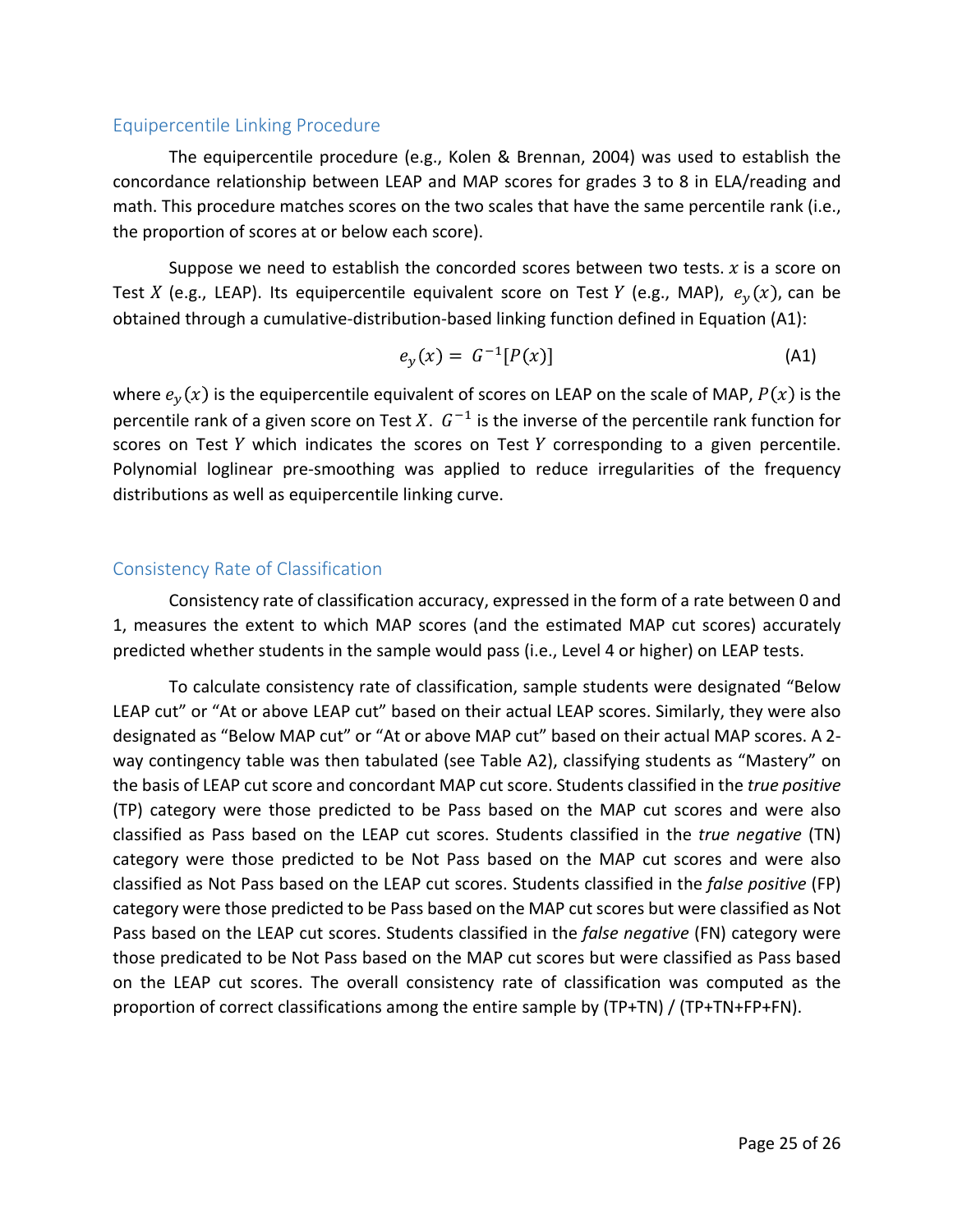## Equipercentile Linking Procedure

The equipercentile procedure (e.g., Kolen & Brennan, 2004) was used to establish the concordance relationship between LEAP and MAP scores for grades 3 to 8 in ELA/reading and math. This procedure matches scores on the two scales that have the same percentile rank (i.e., the proportion of scores at or below each score).

Suppose we need to establish the concorded scores between two tests. $x$ is a score on Test $X$ (e.g., LEAP). Its equipercentile equivalent score on Test $Y$ (e.g., MAP), $e_y(x)$, can be obtained through a cumulative-distribution-based linking function defined in Equation (A1):

$$e_y(x) = G^{-1}[P(x)] \tag{A1}$$

where $e_y(x)$ is the equipercentile equivalent of scores on LEAP on the scale of MAP, $P(x)$ is the percentile rank of a given score on Test $X$. $G^{-1}$ is the inverse of the percentile rank function for scores on Test $Y$ which indicates the scores on Test $Y$ corresponding to a given percentile. Polynomial loglinear pre-smoothing was applied to reduce irregularities of the frequency distributions as well as equipercentile linking curve.

## Consistency Rate of Classification

Consistency rate of classification accuracy, expressed in the form of a rate between 0 and 1, measures the extent to which MAP scores (and the estimated MAP cut scores) accurately predicted whether students in the sample would pass (i.e., Level 4 or higher) on LEAP tests.

To calculate consistency rate of classification, sample students were designated "Below LEAP cut" or "At or above LEAP cut" based on their actual LEAP scores. Similarly, they were also designated as "Below MAP cut" or "At or above MAP cut" based on their actual MAP scores. A 2-way contingency table was then tabulated (see Table A2), classifying students as "Mastery" on the basis of LEAP cut score and concordant MAP cut score. Students classified in the *true positive* (TP) category were those predicted to be Pass based on the MAP cut scores and were also classified as Pass based on the LEAP cut scores. Students classified in the *true negative* (TN) category were those predicted to be Not Pass based on the MAP cut scores and were also classified as Not Pass based on the LEAP cut scores. Students classified in the *false positive* (FP) category were those predicted to be Pass based on the MAP cut scores but were classified as Not Pass based on the LEAP cut scores. Students classified in the *false negative* (FN) category were those predicated to be Not Pass based on the MAP cut scores but were classified as Pass based on the LEAP cut scores. The overall consistency rate of classification was computed as the proportion of correct classifications among the entire sample by (TP+TN) / (TP+TN+FP+FN).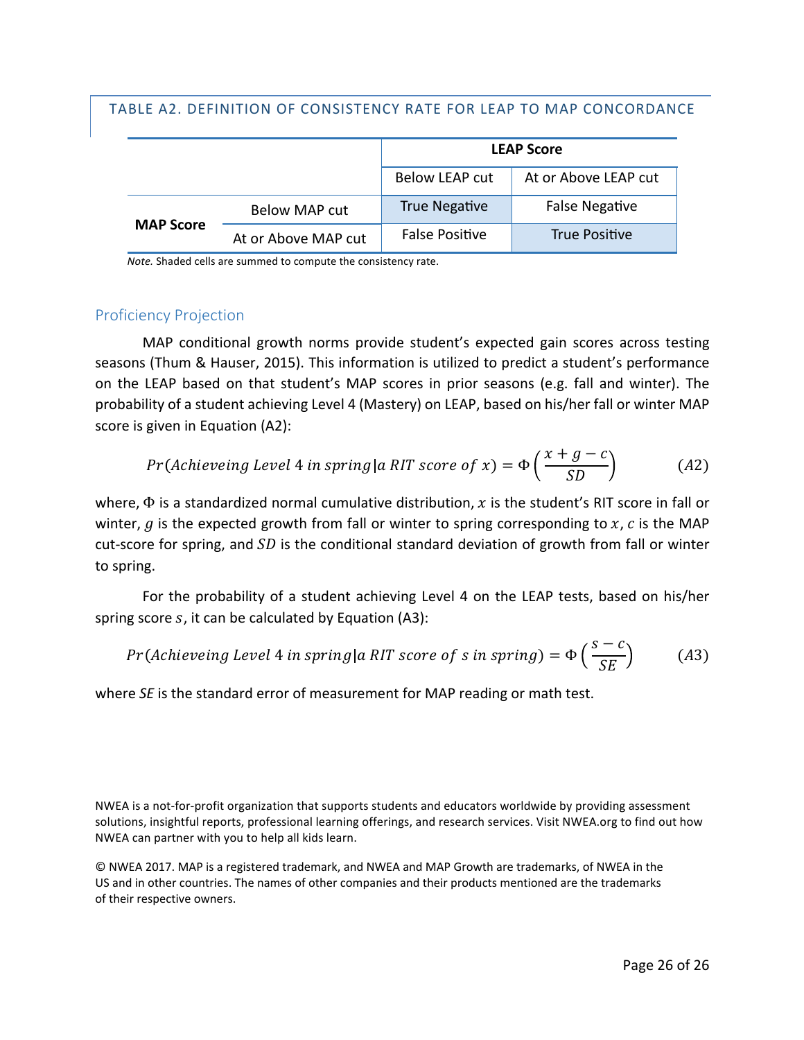TABLE A2. DEFINITION OF CONSISTENCY RATE FOR LEAP TO MAP CONCORDANCE

| | | LEAP Score | |
|---|---|---|---|
| | | Below LEAP cut | At or Above LEAP cut |
| **MAP Score** | Below MAP cut | True Negative | False Negative |
| | At or Above MAP cut | False Positive | True Positive |

*Note.* Shaded cells are summed to compute the consistency rate.

## Proficiency Projection

MAP conditional growth norms provide student's expected gain scores across testing seasons (Thum & Hauser, 2015). This information is utilized to predict a student's performance on the LEAP based on that student's MAP scores in prior seasons (e.g. fall and winter). The probability of a student achieving Level 4 (Mastery) on LEAP, based on his/her fall or winter MAP score is given in Equation (A2):

$$Pr(Achieveing\ Level\ 4\ in\ spring \mid a\ RIT\ score\ of\ x) = \Phi\left(\frac{x + g - c}{SD}\right) \qquad (A2)$$

where, $\Phi$ is a standardized normal cumulative distribution, $x$ is the student's RIT score in fall or winter, $g$ is the expected growth from fall or winter to spring corresponding to $x$, $c$ is the MAP cut-score for spring, and $SD$ is the conditional standard deviation of growth from fall or winter to spring.

For the probability of a student achieving Level 4 on the LEAP tests, based on his/her spring score $s$, it can be calculated by Equation (A3):

$$Pr(Achieveing\ Level\ 4\ in\ spring \mid a\ RIT\ score\ of\ s\ in\ spring) = \Phi\left(\frac{s - c}{SE}\right) \qquad (A3)$$

where *SE* is the standard error of measurement for MAP reading or math test.

NWEA is a not-for-profit organization that supports students and educators worldwide by providing assessment solutions, insightful reports, professional learning offerings, and research services. Visit NWEA.org to find out how NWEA can partner with you to help all kids learn.

© NWEA 2017. MAP is a registered trademark, and NWEA and MAP Growth are trademarks, of NWEA in the US and in other countries. The names of other companies and their products mentioned are the trademarks of their respective owners.